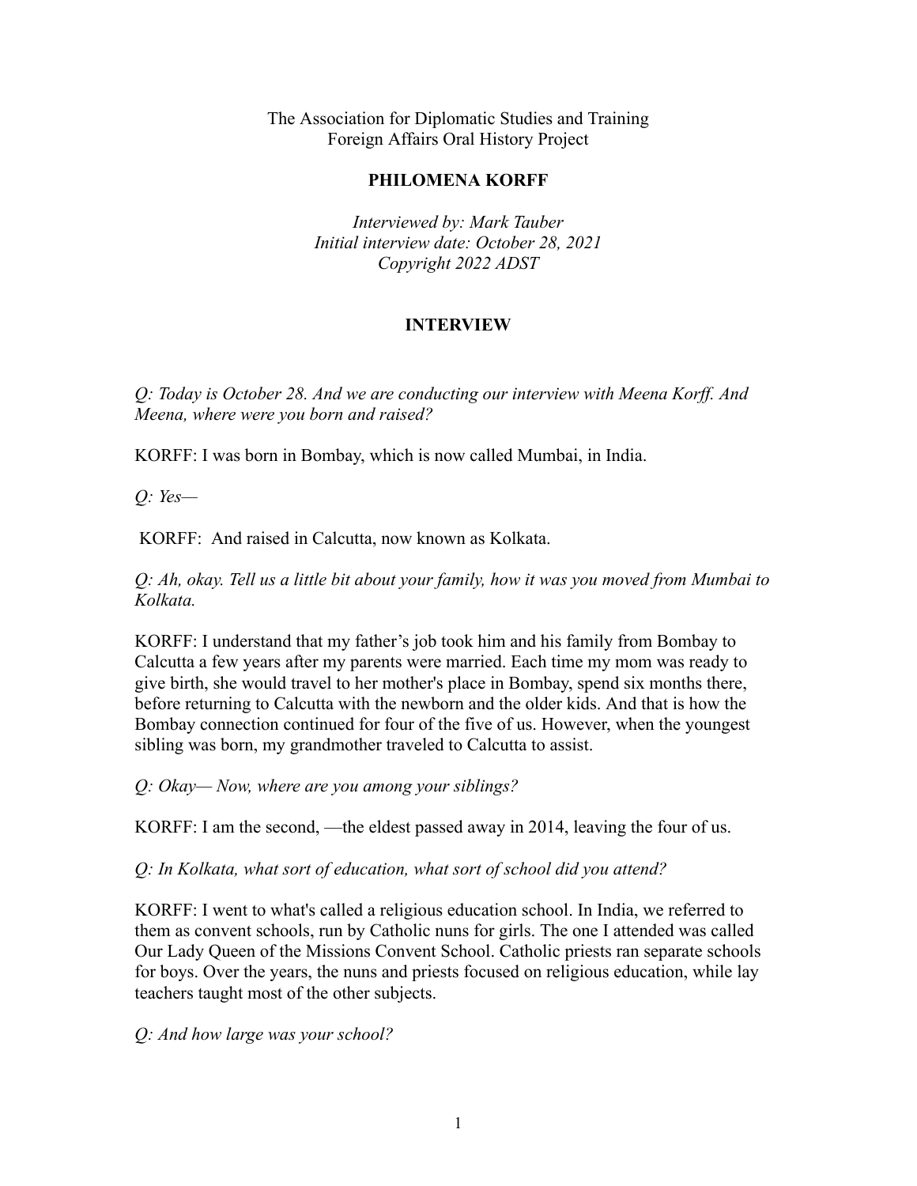The Association for Diplomatic Studies and Training
Foreign Affairs Oral History Project

**PHILOMENA KORFF**

*Interviewed by: Mark Tauber*
*Initial interview date: October 28, 2021*
*Copyright 2022 ADST*

**INTERVIEW**

*Q: Today is October 28. And we are conducting our interview with Meena Korff. And Meena, where were you born and raised?*

KORFF: I was born in Bombay, which is now called Mumbai, in India.

*Q: Yes—*

KORFF: And raised in Calcutta, now known as Kolkata.

*Q: Ah, okay. Tell us a little bit about your family, how it was you moved from Mumbai to Kolkata.*

KORFF: I understand that my father's job took him and his family from Bombay to Calcutta a few years after my parents were married. Each time my mom was ready to give birth, she would travel to her mother's place in Bombay, spend six months there, before returning to Calcutta with the newborn and the older kids. And that is how the Bombay connection continued for four of the five of us. However, when the youngest sibling was born, my grandmother traveled to Calcutta to assist.

*Q: Okay— Now, where are you among your siblings?*

KORFF: I am the second, —the eldest passed away in 2014, leaving the four of us.

*Q: In Kolkata, what sort of education, what sort of school did you attend?*

KORFF: I went to what's called a religious education school. In India, we referred to them as convent schools, run by Catholic nuns for girls. The one I attended was called Our Lady Queen of the Missions Convent School. Catholic priests ran separate schools for boys. Over the years, the nuns and priests focused on religious education, while lay teachers taught most of the other subjects.

*Q: And how large was your school?*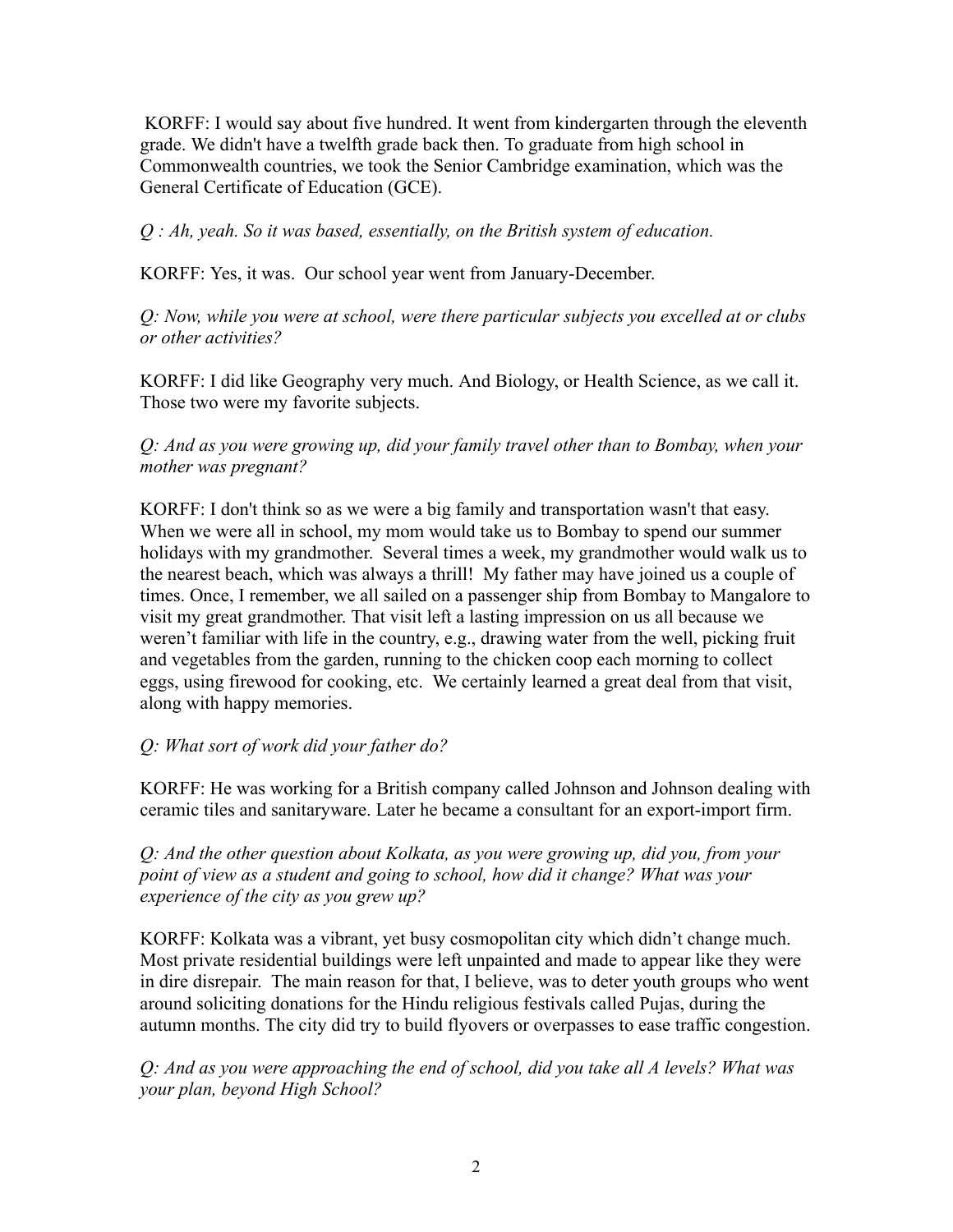KORFF: I would say about five hundred. It went from kindergarten through the eleventh grade. We didn't have a twelfth grade back then. To graduate from high school in Commonwealth countries, we took the Senior Cambridge examination, which was the General Certificate of Education (GCE).

*Q : Ah, yeah. So it was based, essentially, on the British system of education.*

KORFF: Yes, it was. Our school year went from January-December.

*Q: Now, while you were at school, were there particular subjects you excelled at or clubs or other activities?*

KORFF: I did like Geography very much. And Biology, or Health Science, as we call it. Those two were my favorite subjects.

*Q: And as you were growing up, did your family travel other than to Bombay, when your mother was pregnant?*

KORFF: I don't think so as we were a big family and transportation wasn't that easy. When we were all in school, my mom would take us to Bombay to spend our summer holidays with my grandmother. Several times a week, my grandmother would walk us to the nearest beach, which was always a thrill! My father may have joined us a couple of times. Once, I remember, we all sailed on a passenger ship from Bombay to Mangalore to visit my great grandmother. That visit left a lasting impression on us all because we weren't familiar with life in the country, e.g., drawing water from the well, picking fruit and vegetables from the garden, running to the chicken coop each morning to collect eggs, using firewood for cooking, etc. We certainly learned a great deal from that visit, along with happy memories.

*Q: What sort of work did your father do?*

KORFF: He was working for a British company called Johnson and Johnson dealing with ceramic tiles and sanitaryware. Later he became a consultant for an export-import firm.

*Q: And the other question about Kolkata, as you were growing up, did you, from your point of view as a student and going to school, how did it change? What was your experience of the city as you grew up?*

KORFF: Kolkata was a vibrant, yet busy cosmopolitan city which didn't change much. Most private residential buildings were left unpainted and made to appear like they were in dire disrepair. The main reason for that, I believe, was to deter youth groups who went around soliciting donations for the Hindu religious festivals called Pujas, during the autumn months. The city did try to build flyovers or overpasses to ease traffic congestion.

*Q: And as you were approaching the end of school, did you take all A levels? What was your plan, beyond High School?*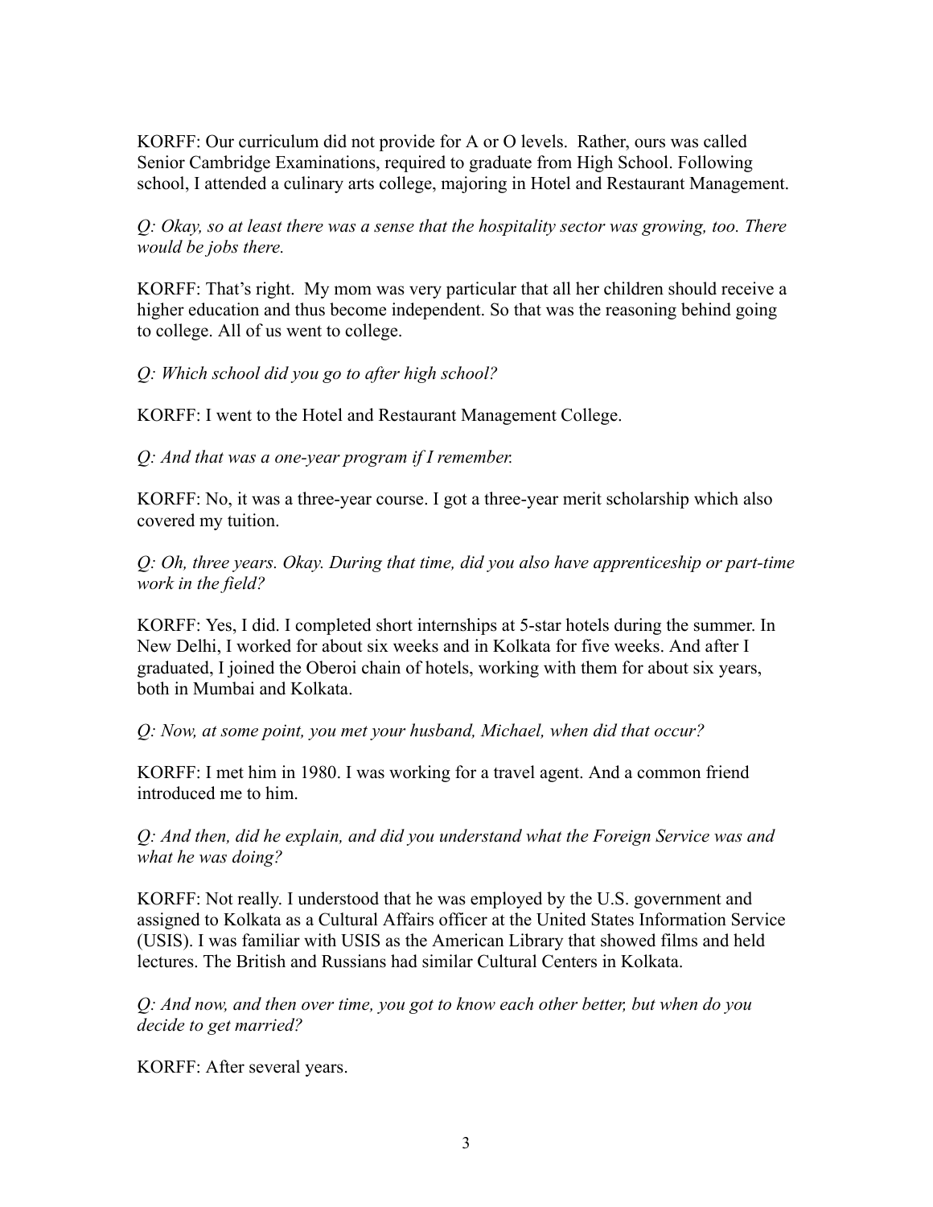KORFF: Our curriculum did not provide for A or O levels. Rather, ours was called Senior Cambridge Examinations, required to graduate from High School. Following school, I attended a culinary arts college, majoring in Hotel and Restaurant Management.

*Q: Okay, so at least there was a sense that the hospitality sector was growing, too. There would be jobs there.*

KORFF: That's right. My mom was very particular that all her children should receive a higher education and thus become independent. So that was the reasoning behind going to college. All of us went to college.

*Q: Which school did you go to after high school?*

KORFF: I went to the Hotel and Restaurant Management College.

*Q: And that was a one-year program if I remember.*

KORFF: No, it was a three-year course. I got a three-year merit scholarship which also covered my tuition.

*Q: Oh, three years. Okay. During that time, did you also have apprenticeship or part-time work in the field?*

KORFF: Yes, I did. I completed short internships at 5-star hotels during the summer. In New Delhi, I worked for about six weeks and in Kolkata for five weeks. And after I graduated, I joined the Oberoi chain of hotels, working with them for about six years, both in Mumbai and Kolkata.

*Q: Now, at some point, you met your husband, Michael, when did that occur?*

KORFF: I met him in 1980. I was working for a travel agent. And a common friend introduced me to him.

*Q: And then, did he explain, and did you understand what the Foreign Service was and what he was doing?*

KORFF: Not really. I understood that he was employed by the U.S. government and assigned to Kolkata as a Cultural Affairs officer at the United States Information Service (USIS). I was familiar with USIS as the American Library that showed films and held lectures. The British and Russians had similar Cultural Centers in Kolkata.

*Q: And now, and then over time, you got to know each other better, but when do you decide to get married?*

KORFF: After several years.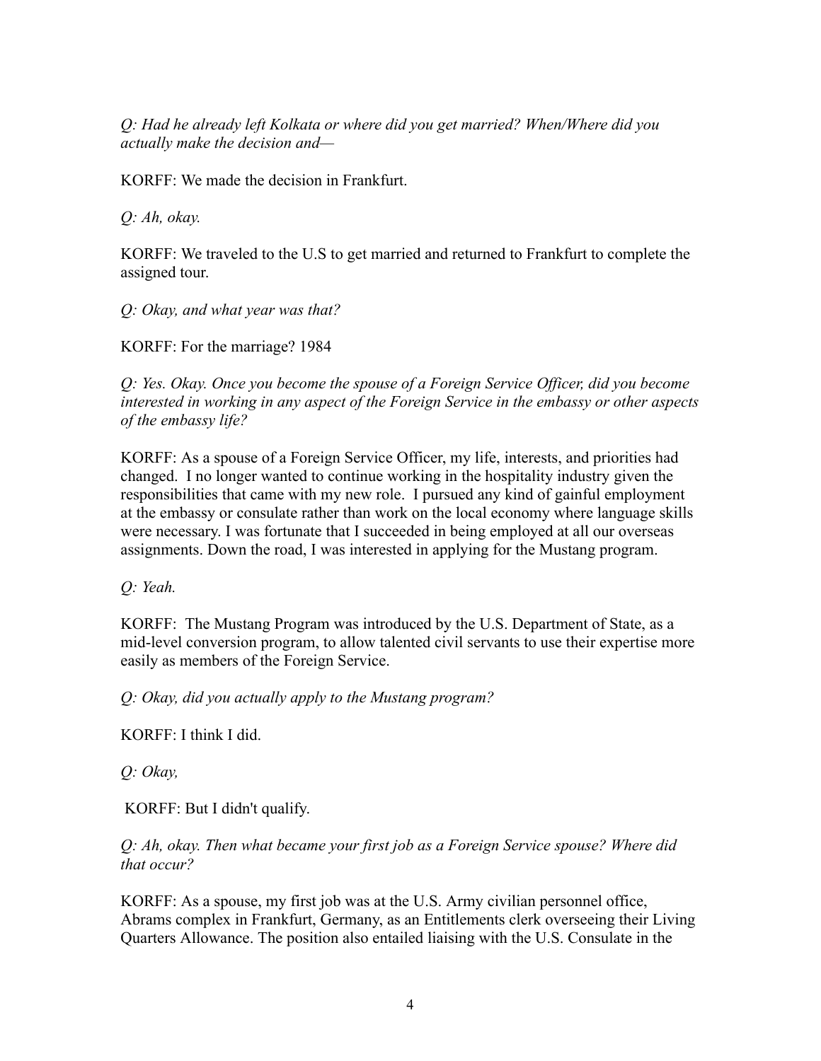*Q: Had he already left Kolkata or where did you get married? When/Where did you actually make the decision and—*

KORFF: We made the decision in Frankfurt.

*Q: Ah, okay.*

KORFF: We traveled to the U.S to get married and returned to Frankfurt to complete the assigned tour.

*Q: Okay, and what year was that?*

KORFF: For the marriage? 1984

*Q: Yes. Okay. Once you become the spouse of a Foreign Service Officer, did you become interested in working in any aspect of the Foreign Service in the embassy or other aspects of the embassy life?*

KORFF: As a spouse of a Foreign Service Officer, my life, interests, and priorities had changed. I no longer wanted to continue working in the hospitality industry given the responsibilities that came with my new role. I pursued any kind of gainful employment at the embassy or consulate rather than work on the local economy where language skills were necessary. I was fortunate that I succeeded in being employed at all our overseas assignments. Down the road, I was interested in applying for the Mustang program.

*Q: Yeah.*

KORFF: The Mustang Program was introduced by the U.S. Department of State, as a mid-level conversion program, to allow talented civil servants to use their expertise more easily as members of the Foreign Service.

*Q: Okay, did you actually apply to the Mustang program?*

KORFF: I think I did.

*Q: Okay,*

KORFF: But I didn't qualify.

*Q: Ah, okay. Then what became your first job as a Foreign Service spouse? Where did that occur?*

KORFF: As a spouse, my first job was at the U.S. Army civilian personnel office, Abrams complex in Frankfurt, Germany, as an Entitlements clerk overseeing their Living Quarters Allowance. The position also entailed liaising with the U.S. Consulate in the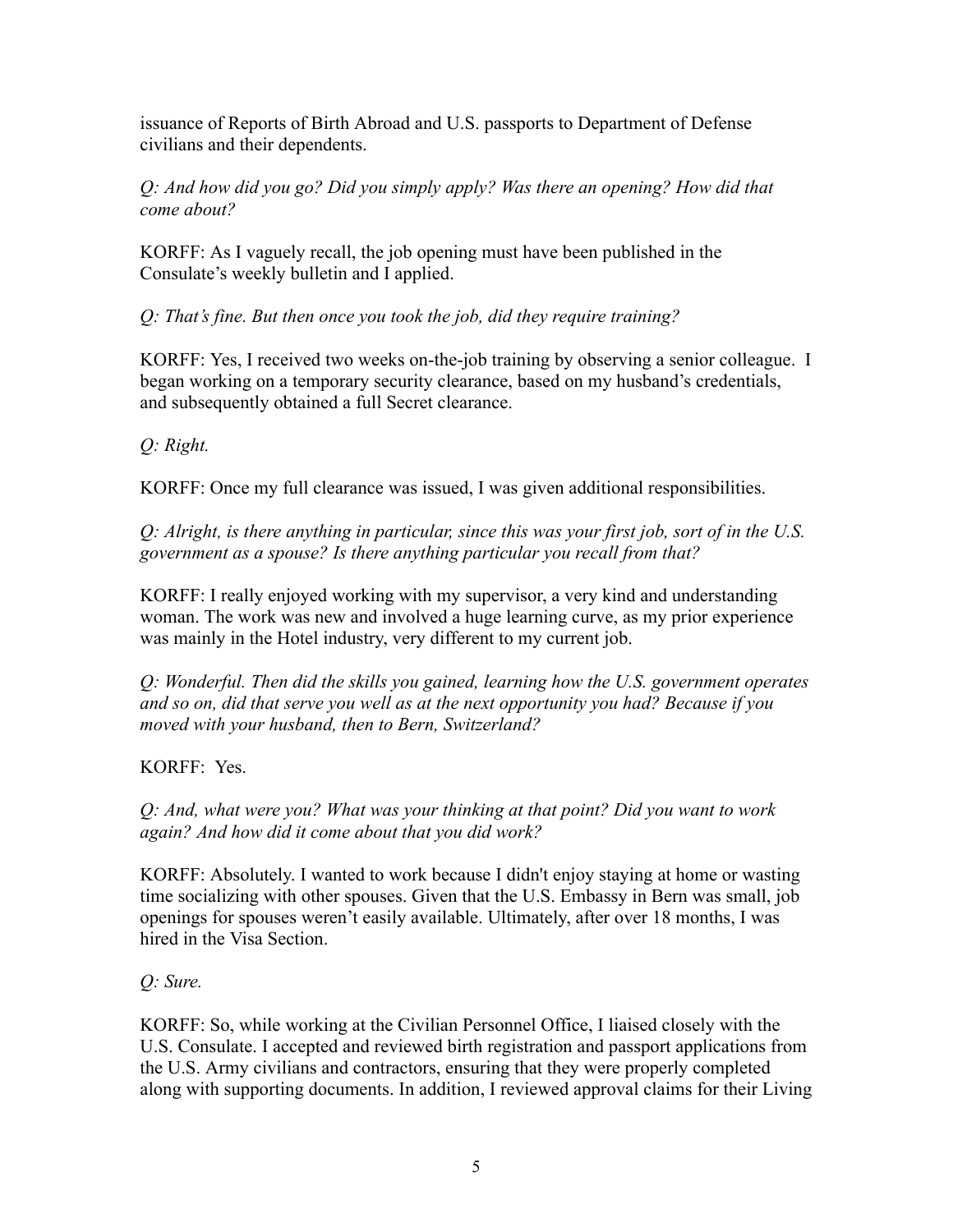issuance of Reports of Birth Abroad and U.S. passports to Department of Defense civilians and their dependents.

*Q: And how did you go? Did you simply apply? Was there an opening? How did that come about?*

KORFF: As I vaguely recall, the job opening must have been published in the Consulate's weekly bulletin and I applied.

*Q: That's fine. But then once you took the job, did they require training?*

KORFF: Yes, I received two weeks on-the-job training by observing a senior colleague. I began working on a temporary security clearance, based on my husband's credentials, and subsequently obtained a full Secret clearance.

*Q: Right.*

KORFF: Once my full clearance was issued, I was given additional responsibilities.

*Q: Alright, is there anything in particular, since this was your first job, sort of in the U.S. government as a spouse? Is there anything particular you recall from that?*

KORFF: I really enjoyed working with my supervisor, a very kind and understanding woman. The work was new and involved a huge learning curve, as my prior experience was mainly in the Hotel industry, very different to my current job.

*Q: Wonderful. Then did the skills you gained, learning how the U.S. government operates and so on, did that serve you well as at the next opportunity you had? Because if you moved with your husband, then to Bern, Switzerland?*

KORFF: Yes.

*Q: And, what were you? What was your thinking at that point? Did you want to work again? And how did it come about that you did work?*

KORFF: Absolutely. I wanted to work because I didn't enjoy staying at home or wasting time socializing with other spouses. Given that the U.S. Embassy in Bern was small, job openings for spouses weren't easily available. Ultimately, after over 18 months, I was hired in the Visa Section.

*Q: Sure.*

KORFF: So, while working at the Civilian Personnel Office, I liaised closely with the U.S. Consulate. I accepted and reviewed birth registration and passport applications from the U.S. Army civilians and contractors, ensuring that they were properly completed along with supporting documents. In addition, I reviewed approval claims for their Living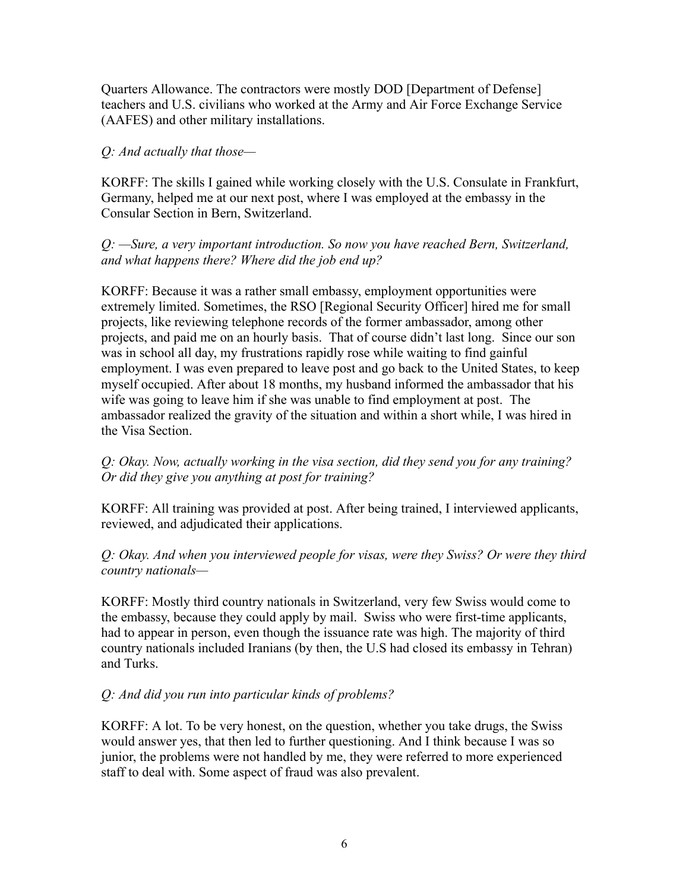Quarters Allowance. The contractors were mostly DOD [Department of Defense] teachers and U.S. civilians who worked at the Army and Air Force Exchange Service (AAFES) and other military installations.

*Q: And actually that those—*

KORFF: The skills I gained while working closely with the U.S. Consulate in Frankfurt, Germany, helped me at our next post, where I was employed at the embassy in the Consular Section in Bern, Switzerland.

*Q: —Sure, a very important introduction. So now you have reached Bern, Switzerland, and what happens there? Where did the job end up?*

KORFF: Because it was a rather small embassy, employment opportunities were extremely limited. Sometimes, the RSO [Regional Security Officer] hired me for small projects, like reviewing telephone records of the former ambassador, among other projects, and paid me on an hourly basis. That of course didn't last long. Since our son was in school all day, my frustrations rapidly rose while waiting to find gainful employment. I was even prepared to leave post and go back to the United States, to keep myself occupied. After about 18 months, my husband informed the ambassador that his wife was going to leave him if she was unable to find employment at post. The ambassador realized the gravity of the situation and within a short while, I was hired in the Visa Section.

*Q: Okay. Now, actually working in the visa section, did they send you for any training? Or did they give you anything at post for training?*

KORFF: All training was provided at post. After being trained, I interviewed applicants, reviewed, and adjudicated their applications.

*Q: Okay. And when you interviewed people for visas, were they Swiss? Or were they third country nationals—*

KORFF: Mostly third country nationals in Switzerland, very few Swiss would come to the embassy, because they could apply by mail. Swiss who were first-time applicants, had to appear in person, even though the issuance rate was high. The majority of third country nationals included Iranians (by then, the U.S had closed its embassy in Tehran) and Turks.

*Q: And did you run into particular kinds of problems?*

KORFF: A lot. To be very honest, on the question, whether you take drugs, the Swiss would answer yes, that then led to further questioning. And I think because I was so junior, the problems were not handled by me, they were referred to more experienced staff to deal with. Some aspect of fraud was also prevalent.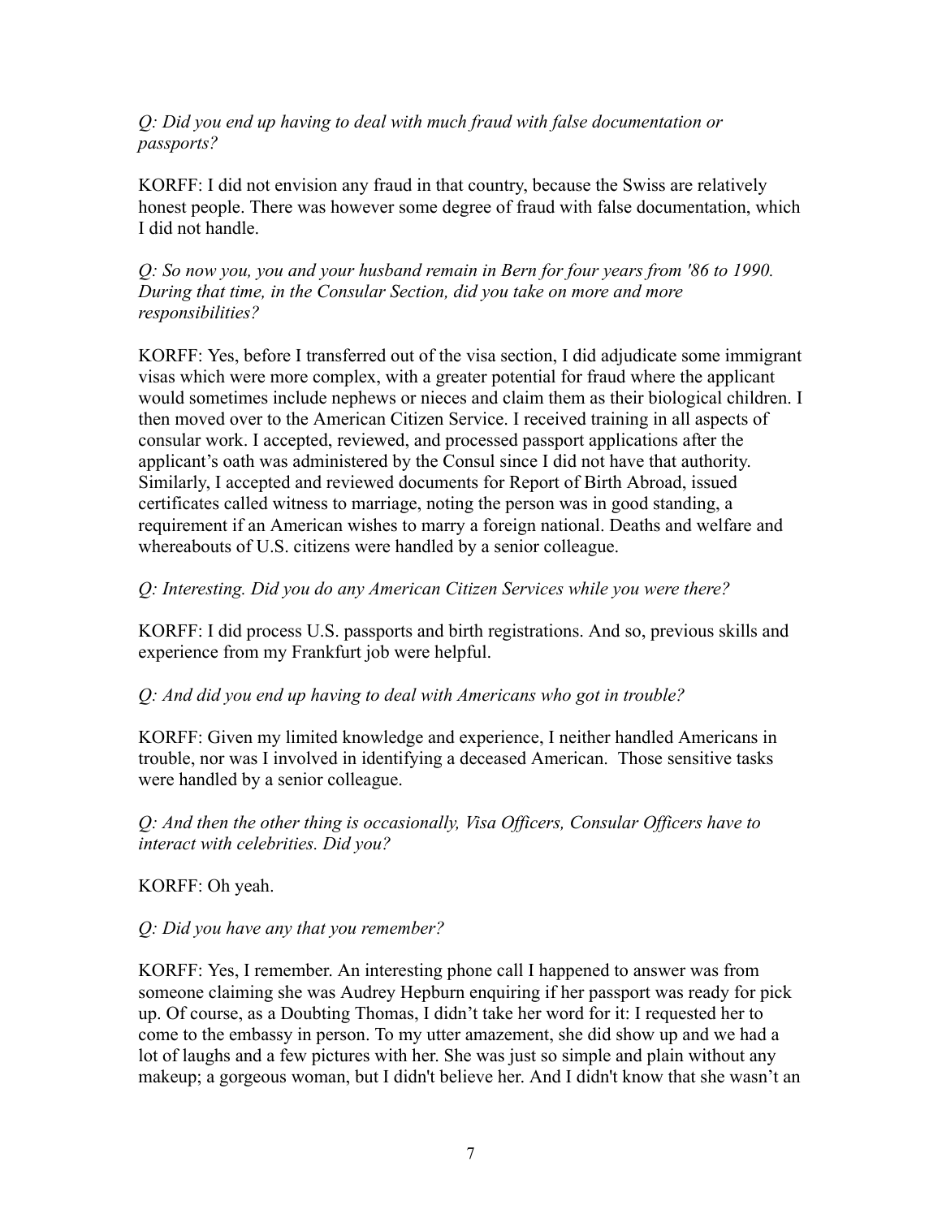*Q: Did you end up having to deal with much fraud with false documentation or passports?*

KORFF: I did not envision any fraud in that country, because the Swiss are relatively honest people. There was however some degree of fraud with false documentation, which I did not handle.

*Q: So now you, you and your husband remain in Bern for four years from '86 to 1990. During that time, in the Consular Section, did you take on more and more responsibilities?*

KORFF: Yes, before I transferred out of the visa section, I did adjudicate some immigrant visas which were more complex, with a greater potential for fraud where the applicant would sometimes include nephews or nieces and claim them as their biological children. I then moved over to the American Citizen Service. I received training in all aspects of consular work. I accepted, reviewed, and processed passport applications after the applicant's oath was administered by the Consul since I did not have that authority. Similarly, I accepted and reviewed documents for Report of Birth Abroad, issued certificates called witness to marriage, noting the person was in good standing, a requirement if an American wishes to marry a foreign national. Deaths and welfare and whereabouts of U.S. citizens were handled by a senior colleague.

*Q: Interesting. Did you do any American Citizen Services while you were there?*

KORFF: I did process U.S. passports and birth registrations. And so, previous skills and experience from my Frankfurt job were helpful.

*Q: And did you end up having to deal with Americans who got in trouble?*

KORFF: Given my limited knowledge and experience, I neither handled Americans in trouble, nor was I involved in identifying a deceased American. Those sensitive tasks were handled by a senior colleague.

*Q: And then the other thing is occasionally, Visa Officers, Consular Officers have to interact with celebrities. Did you?*

KORFF: Oh yeah.

*Q: Did you have any that you remember?*

KORFF: Yes, I remember. An interesting phone call I happened to answer was from someone claiming she was Audrey Hepburn enquiring if her passport was ready for pick up. Of course, as a Doubting Thomas, I didn't take her word for it: I requested her to come to the embassy in person. To my utter amazement, she did show up and we had a lot of laughs and a few pictures with her. She was just so simple and plain without any makeup; a gorgeous woman, but I didn't believe her. And I didn't know that she wasn't an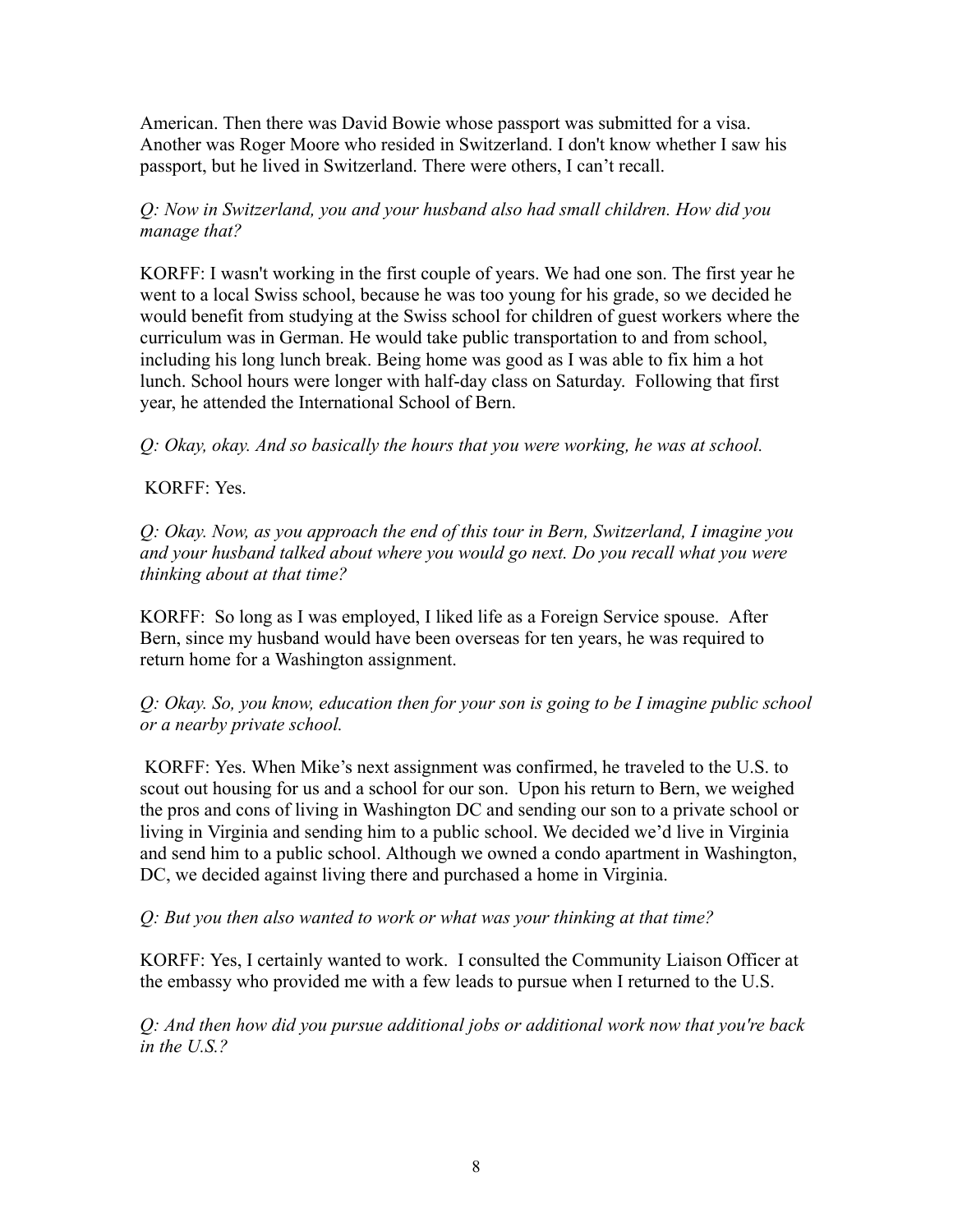American. Then there was David Bowie whose passport was submitted for a visa. Another was Roger Moore who resided in Switzerland. I don't know whether I saw his passport, but he lived in Switzerland. There were others, I can't recall.

*Q: Now in Switzerland, you and your husband also had small children. How did you manage that?*

KORFF: I wasn't working in the first couple of years. We had one son. The first year he went to a local Swiss school, because he was too young for his grade, so we decided he would benefit from studying at the Swiss school for children of guest workers where the curriculum was in German. He would take public transportation to and from school, including his long lunch break. Being home was good as I was able to fix him a hot lunch. School hours were longer with half-day class on Saturday. Following that first year, he attended the International School of Bern.

*Q: Okay, okay. And so basically the hours that you were working, he was at school.*

KORFF: Yes.

*Q: Okay. Now, as you approach the end of this tour in Bern, Switzerland, I imagine you and your husband talked about where you would go next. Do you recall what you were thinking about at that time?*

KORFF: So long as I was employed, I liked life as a Foreign Service spouse. After Bern, since my husband would have been overseas for ten years, he was required to return home for a Washington assignment.

*Q: Okay. So, you know, education then for your son is going to be I imagine public school or a nearby private school.*

KORFF: Yes. When Mike's next assignment was confirmed, he traveled to the U.S. to scout out housing for us and a school for our son. Upon his return to Bern, we weighed the pros and cons of living in Washington DC and sending our son to a private school or living in Virginia and sending him to a public school. We decided we'd live in Virginia and send him to a public school. Although we owned a condo apartment in Washington, DC, we decided against living there and purchased a home in Virginia.

*Q: But you then also wanted to work or what was your thinking at that time?*

KORFF: Yes, I certainly wanted to work. I consulted the Community Liaison Officer at the embassy who provided me with a few leads to pursue when I returned to the U.S.

*Q: And then how did you pursue additional jobs or additional work now that you're back in the U.S.?*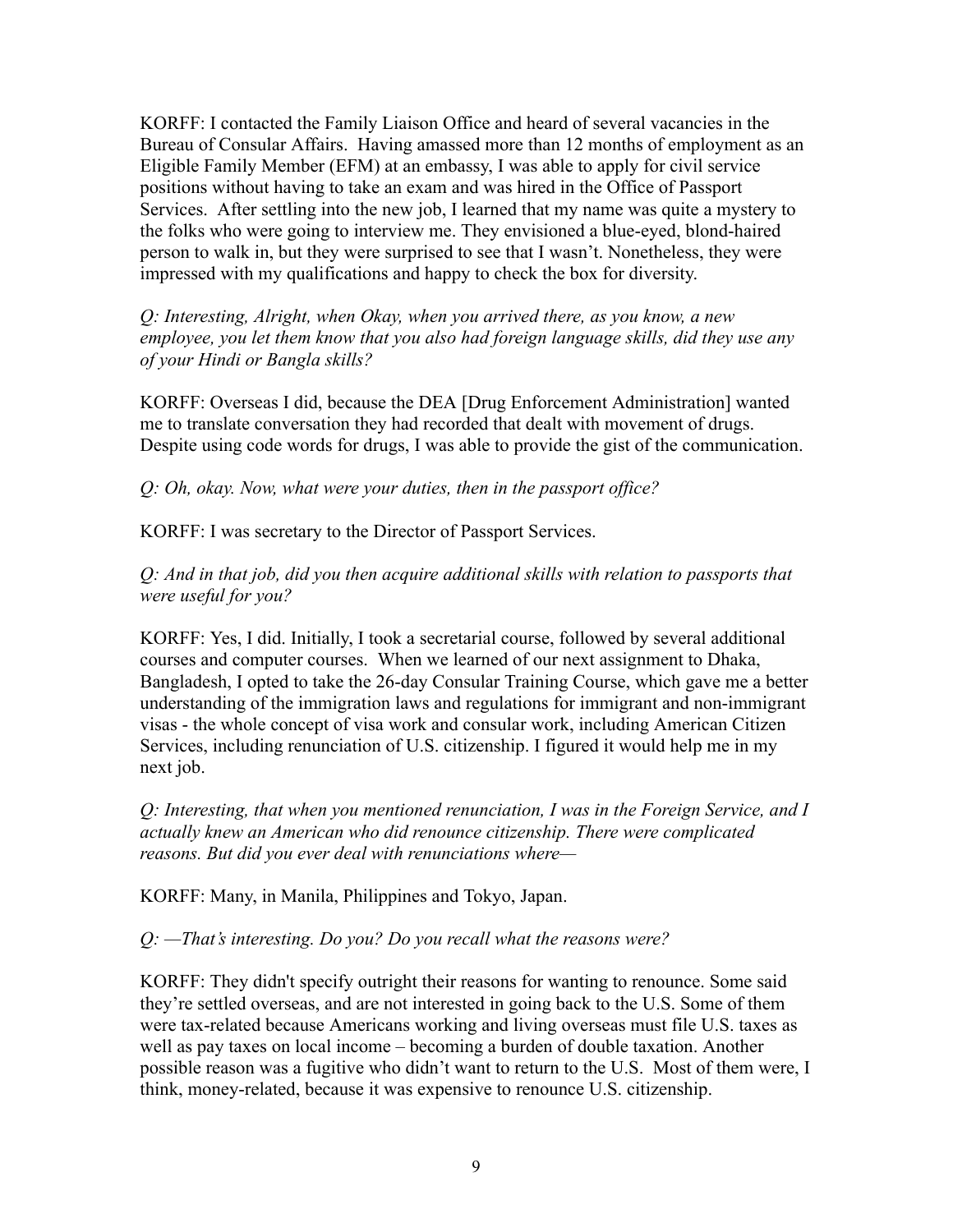KORFF: I contacted the Family Liaison Office and heard of several vacancies in the Bureau of Consular Affairs. Having amassed more than 12 months of employment as an Eligible Family Member (EFM) at an embassy, I was able to apply for civil service positions without having to take an exam and was hired in the Office of Passport Services. After settling into the new job, I learned that my name was quite a mystery to the folks who were going to interview me. They envisioned a blue-eyed, blond-haired person to walk in, but they were surprised to see that I wasn't. Nonetheless, they were impressed with my qualifications and happy to check the box for diversity.

*Q: Interesting, Alright, when Okay, when you arrived there, as you know, a new employee, you let them know that you also had foreign language skills, did they use any of your Hindi or Bangla skills?*

KORFF: Overseas I did, because the DEA [Drug Enforcement Administration] wanted me to translate conversation they had recorded that dealt with movement of drugs. Despite using code words for drugs, I was able to provide the gist of the communication.

*Q: Oh, okay. Now, what were your duties, then in the passport office?*

KORFF: I was secretary to the Director of Passport Services.

*Q: And in that job, did you then acquire additional skills with relation to passports that were useful for you?*

KORFF: Yes, I did. Initially, I took a secretarial course, followed by several additional courses and computer courses. When we learned of our next assignment to Dhaka, Bangladesh, I opted to take the 26-day Consular Training Course, which gave me a better understanding of the immigration laws and regulations for immigrant and non-immigrant visas - the whole concept of visa work and consular work, including American Citizen Services, including renunciation of U.S. citizenship. I figured it would help me in my next job.

*Q: Interesting, that when you mentioned renunciation, I was in the Foreign Service, and I actually knew an American who did renounce citizenship. There were complicated reasons. But did you ever deal with renunciations where—*

KORFF: Many, in Manila, Philippines and Tokyo, Japan.

*Q: —That's interesting. Do you? Do you recall what the reasons were?*

KORFF: They didn't specify outright their reasons for wanting to renounce. Some said they're settled overseas, and are not interested in going back to the U.S. Some of them were tax-related because Americans working and living overseas must file U.S. taxes as well as pay taxes on local income – becoming a burden of double taxation. Another possible reason was a fugitive who didn't want to return to the U.S. Most of them were, I think, money-related, because it was expensive to renounce U.S. citizenship.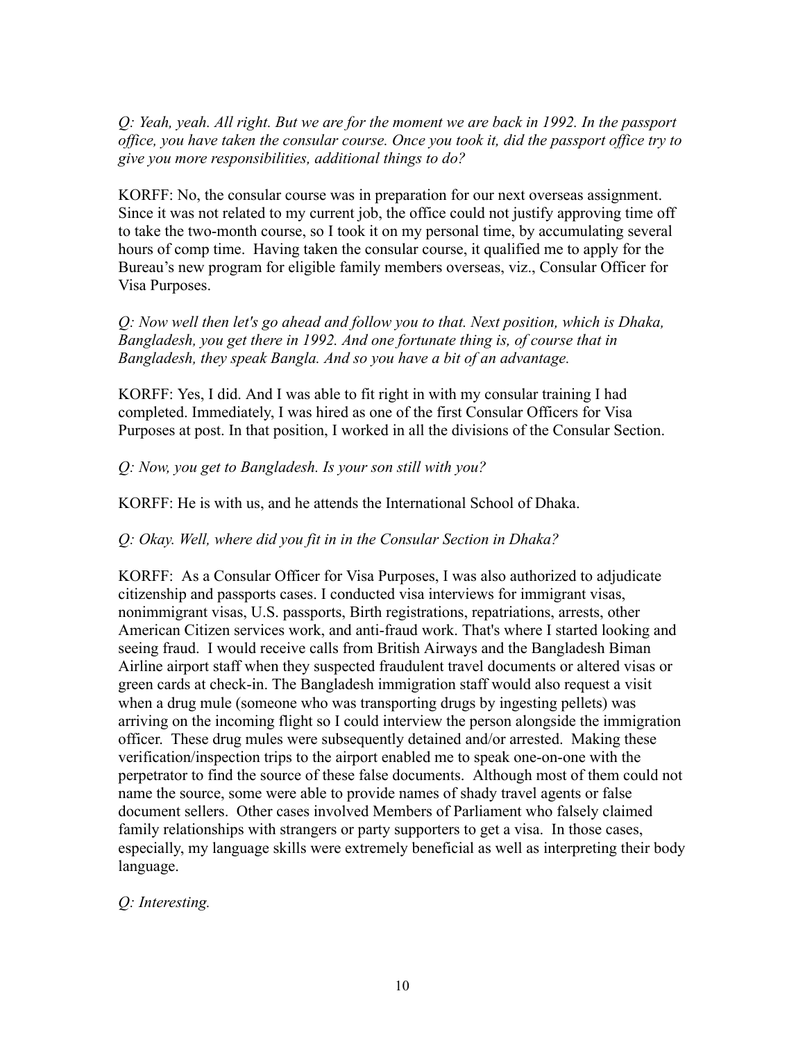*Q: Yeah, yeah. All right. But we are for the moment we are back in 1992. In the passport office, you have taken the consular course. Once you took it, did the passport office try to give you more responsibilities, additional things to do?*

KORFF: No, the consular course was in preparation for our next overseas assignment. Since it was not related to my current job, the office could not justify approving time off to take the two-month course, so I took it on my personal time, by accumulating several hours of comp time. Having taken the consular course, it qualified me to apply for the Bureau's new program for eligible family members overseas, viz., Consular Officer for Visa Purposes.

*Q: Now well then let's go ahead and follow you to that. Next position, which is Dhaka, Bangladesh, you get there in 1992. And one fortunate thing is, of course that in Bangladesh, they speak Bangla. And so you have a bit of an advantage.*

KORFF: Yes, I did. And I was able to fit right in with my consular training I had completed. Immediately, I was hired as one of the first Consular Officers for Visa Purposes at post. In that position, I worked in all the divisions of the Consular Section.

*Q: Now, you get to Bangladesh. Is your son still with you?*

KORFF: He is with us, and he attends the International School of Dhaka.

*Q: Okay. Well, where did you fit in in the Consular Section in Dhaka?*

KORFF: As a Consular Officer for Visa Purposes, I was also authorized to adjudicate citizenship and passports cases. I conducted visa interviews for immigrant visas, nonimmigrant visas, U.S. passports, Birth registrations, repatriations, arrests, other American Citizen services work, and anti-fraud work. That's where I started looking and seeing fraud. I would receive calls from British Airways and the Bangladesh Biman Airline airport staff when they suspected fraudulent travel documents or altered visas or green cards at check-in. The Bangladesh immigration staff would also request a visit when a drug mule (someone who was transporting drugs by ingesting pellets) was arriving on the incoming flight so I could interview the person alongside the immigration officer. These drug mules were subsequently detained and/or arrested. Making these verification/inspection trips to the airport enabled me to speak one-on-one with the perpetrator to find the source of these false documents. Although most of them could not name the source, some were able to provide names of shady travel agents or false document sellers. Other cases involved Members of Parliament who falsely claimed family relationships with strangers or party supporters to get a visa. In those cases, especially, my language skills were extremely beneficial as well as interpreting their body language.

*Q: Interesting.*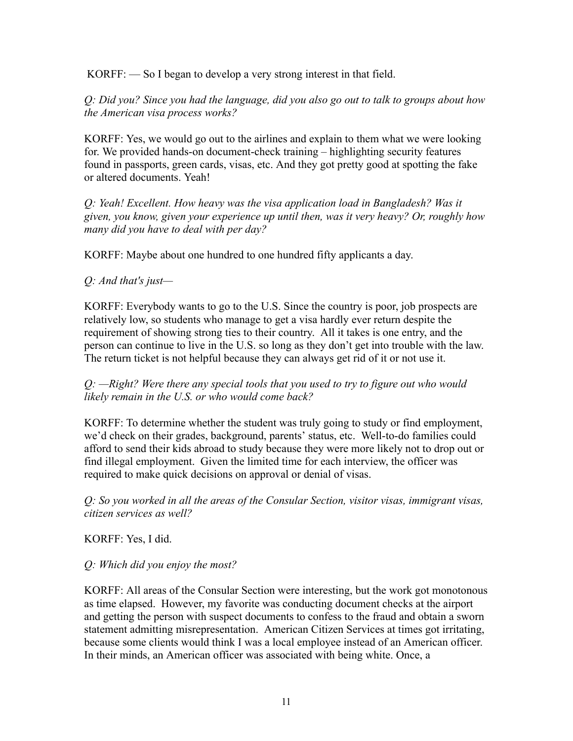KORFF: — So I began to develop a very strong interest in that field.

*Q: Did you? Since you had the language, did you also go out to talk to groups about how the American visa process works?*

KORFF: Yes, we would go out to the airlines and explain to them what we were looking for. We provided hands-on document-check training – highlighting security features found in passports, green cards, visas, etc. And they got pretty good at spotting the fake or altered documents. Yeah!

*Q: Yeah! Excellent. How heavy was the visa application load in Bangladesh? Was it given, you know, given your experience up until then, was it very heavy? Or, roughly how many did you have to deal with per day?*

KORFF: Maybe about one hundred to one hundred fifty applicants a day.

*Q: And that's just—*

KORFF: Everybody wants to go to the U.S. Since the country is poor, job prospects are relatively low, so students who manage to get a visa hardly ever return despite the requirement of showing strong ties to their country. All it takes is one entry, and the person can continue to live in the U.S. so long as they don't get into trouble with the law. The return ticket is not helpful because they can always get rid of it or not use it.

*Q: —Right? Were there any special tools that you used to try to figure out who would likely remain in the U.S. or who would come back?*

KORFF: To determine whether the student was truly going to study or find employment, we'd check on their grades, background, parents' status, etc. Well-to-do families could afford to send their kids abroad to study because they were more likely not to drop out or find illegal employment. Given the limited time for each interview, the officer was required to make quick decisions on approval or denial of visas.

*Q: So you worked in all the areas of the Consular Section, visitor visas, immigrant visas, citizen services as well?*

KORFF: Yes, I did.

*Q: Which did you enjoy the most?*

KORFF: All areas of the Consular Section were interesting, but the work got monotonous as time elapsed. However, my favorite was conducting document checks at the airport and getting the person with suspect documents to confess to the fraud and obtain a sworn statement admitting misrepresentation. American Citizen Services at times got irritating, because some clients would think I was a local employee instead of an American officer. In their minds, an American officer was associated with being white. Once, a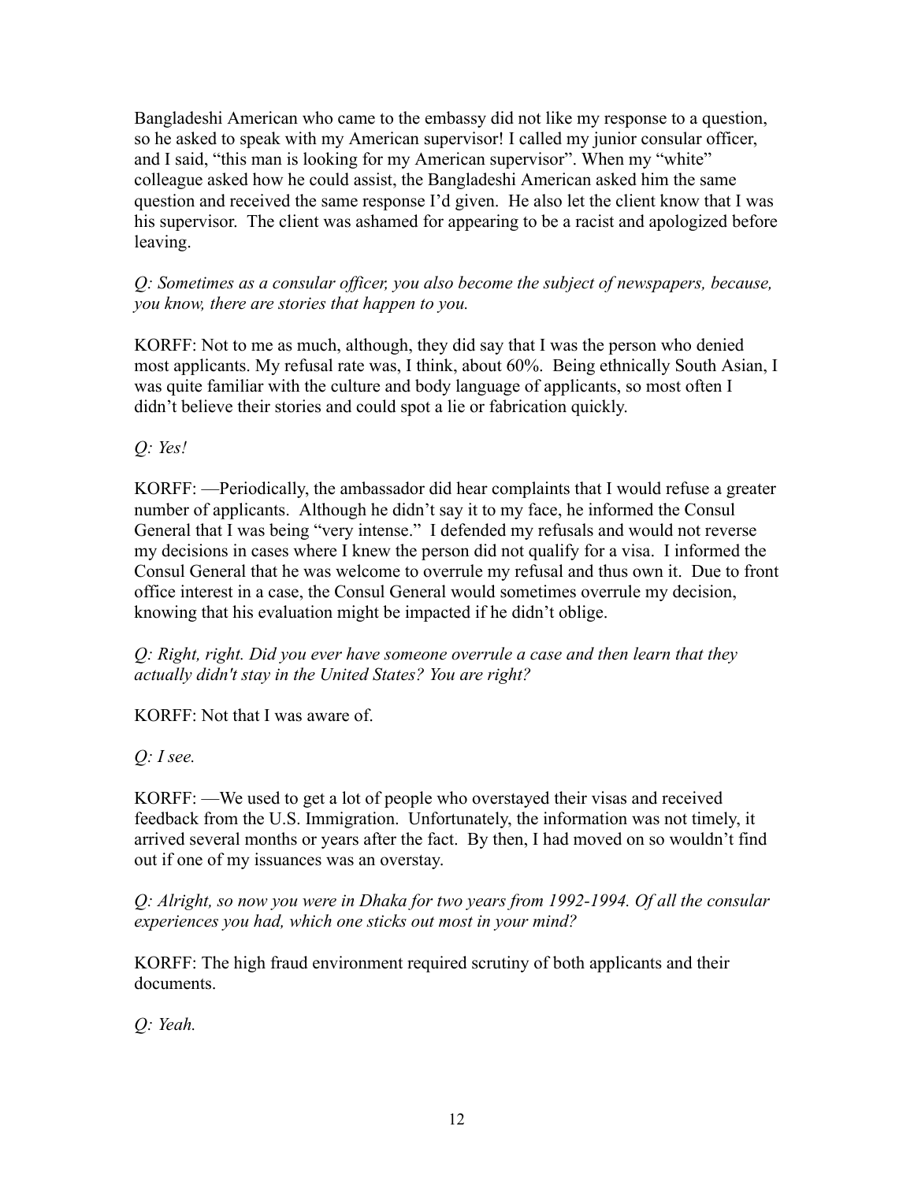Bangladeshi American who came to the embassy did not like my response to a question, so he asked to speak with my American supervisor! I called my junior consular officer, and I said, "this man is looking for my American supervisor". When my "white" colleague asked how he could assist, the Bangladeshi American asked him the same question and received the same response I'd given. He also let the client know that I was his supervisor. The client was ashamed for appearing to be a racist and apologized before leaving.

*Q: Sometimes as a consular officer, you also become the subject of newspapers, because, you know, there are stories that happen to you.*

KORFF: Not to me as much, although, they did say that I was the person who denied most applicants. My refusal rate was, I think, about 60%. Being ethnically South Asian, I was quite familiar with the culture and body language of applicants, so most often I didn't believe their stories and could spot a lie or fabrication quickly.

*Q: Yes!*

KORFF: —Periodically, the ambassador did hear complaints that I would refuse a greater number of applicants. Although he didn't say it to my face, he informed the Consul General that I was being "very intense." I defended my refusals and would not reverse my decisions in cases where I knew the person did not qualify for a visa. I informed the Consul General that he was welcome to overrule my refusal and thus own it. Due to front office interest in a case, the Consul General would sometimes overrule my decision, knowing that his evaluation might be impacted if he didn't oblige.

*Q: Right, right. Did you ever have someone overrule a case and then learn that they actually didn't stay in the United States? You are right?*

KORFF: Not that I was aware of.

*Q: I see.*

KORFF: —We used to get a lot of people who overstayed their visas and received feedback from the U.S. Immigration. Unfortunately, the information was not timely, it arrived several months or years after the fact. By then, I had moved on so wouldn't find out if one of my issuances was an overstay.

*Q: Alright, so now you were in Dhaka for two years from 1992-1994. Of all the consular experiences you had, which one sticks out most in your mind?*

KORFF: The high fraud environment required scrutiny of both applicants and their documents.

*Q: Yeah.*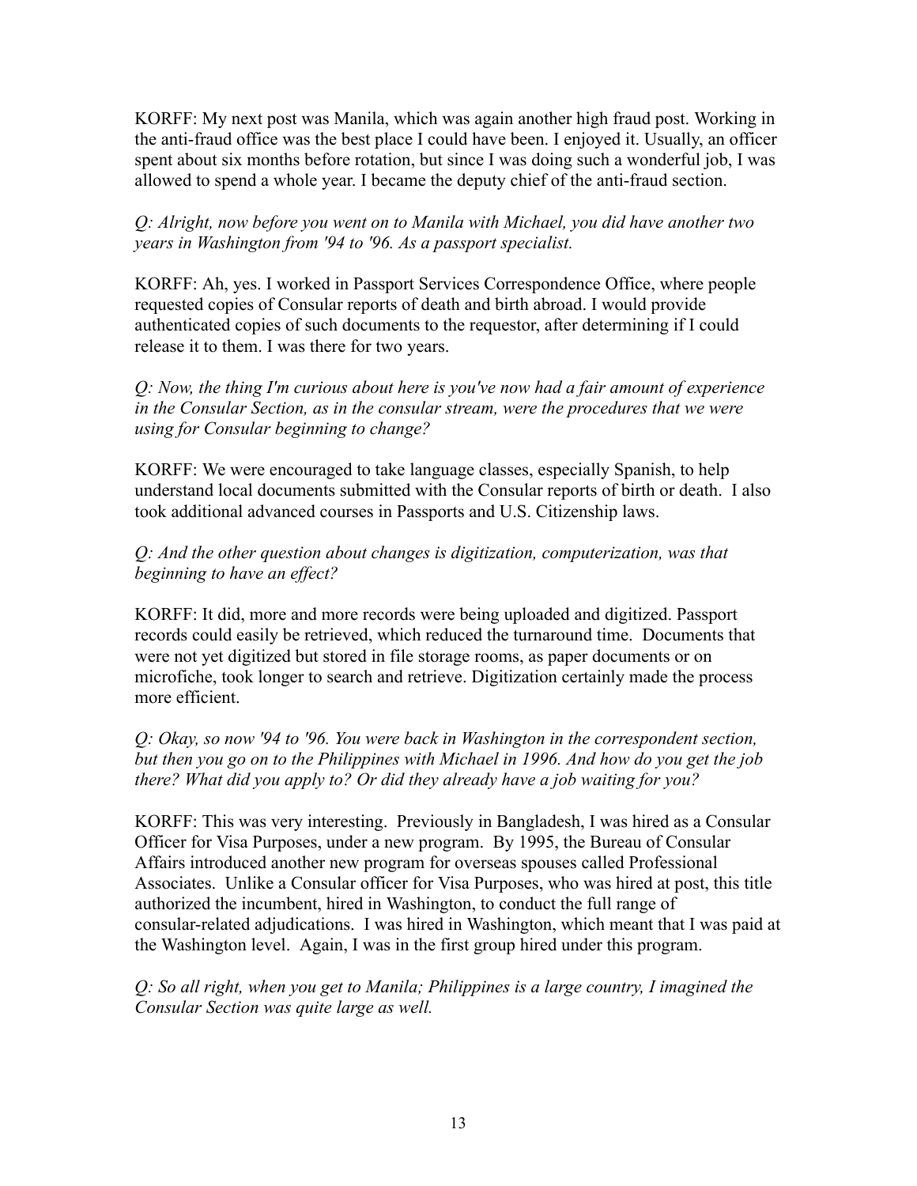KORFF: My next post was Manila, which was again another high fraud post. Working in the anti-fraud office was the best place I could have been. I enjoyed it. Usually, an officer spent about six months before rotation, but since I was doing such a wonderful job, I was allowed to spend a whole year. I became the deputy chief of the anti-fraud section.

*Q: Alright, now before you went on to Manila with Michael, you did have another two years in Washington from '94 to '96. As a passport specialist.*

KORFF: Ah, yes. I worked in Passport Services Correspondence Office, where people requested copies of Consular reports of death and birth abroad. I would provide authenticated copies of such documents to the requestor, after determining if I could release it to them. I was there for two years.

*Q: Now, the thing I'm curious about here is you've now had a fair amount of experience in the Consular Section, as in the consular stream, were the procedures that we were using for Consular beginning to change?*

KORFF: We were encouraged to take language classes, especially Spanish, to help understand local documents submitted with the Consular reports of birth or death. I also took additional advanced courses in Passports and U.S. Citizenship laws.

*Q: And the other question about changes is digitization, computerization, was that beginning to have an effect?*

KORFF: It did, more and more records were being uploaded and digitized. Passport records could easily be retrieved, which reduced the turnaround time. Documents that were not yet digitized but stored in file storage rooms, as paper documents or on microfiche, took longer to search and retrieve. Digitization certainly made the process more efficient.

*Q: Okay, so now '94 to '96. You were back in Washington in the correspondent section, but then you go on to the Philippines with Michael in 1996. And how do you get the job there? What did you apply to? Or did they already have a job waiting for you?*

KORFF: This was very interesting. Previously in Bangladesh, I was hired as a Consular Officer for Visa Purposes, under a new program. By 1995, the Bureau of Consular Affairs introduced another new program for overseas spouses called Professional Associates. Unlike a Consular officer for Visa Purposes, who was hired at post, this title authorized the incumbent, hired in Washington, to conduct the full range of consular-related adjudications. I was hired in Washington, which meant that I was paid at the Washington level. Again, I was in the first group hired under this program.

*Q: So all right, when you get to Manila; Philippines is a large country, I imagined the Consular Section was quite large as well.*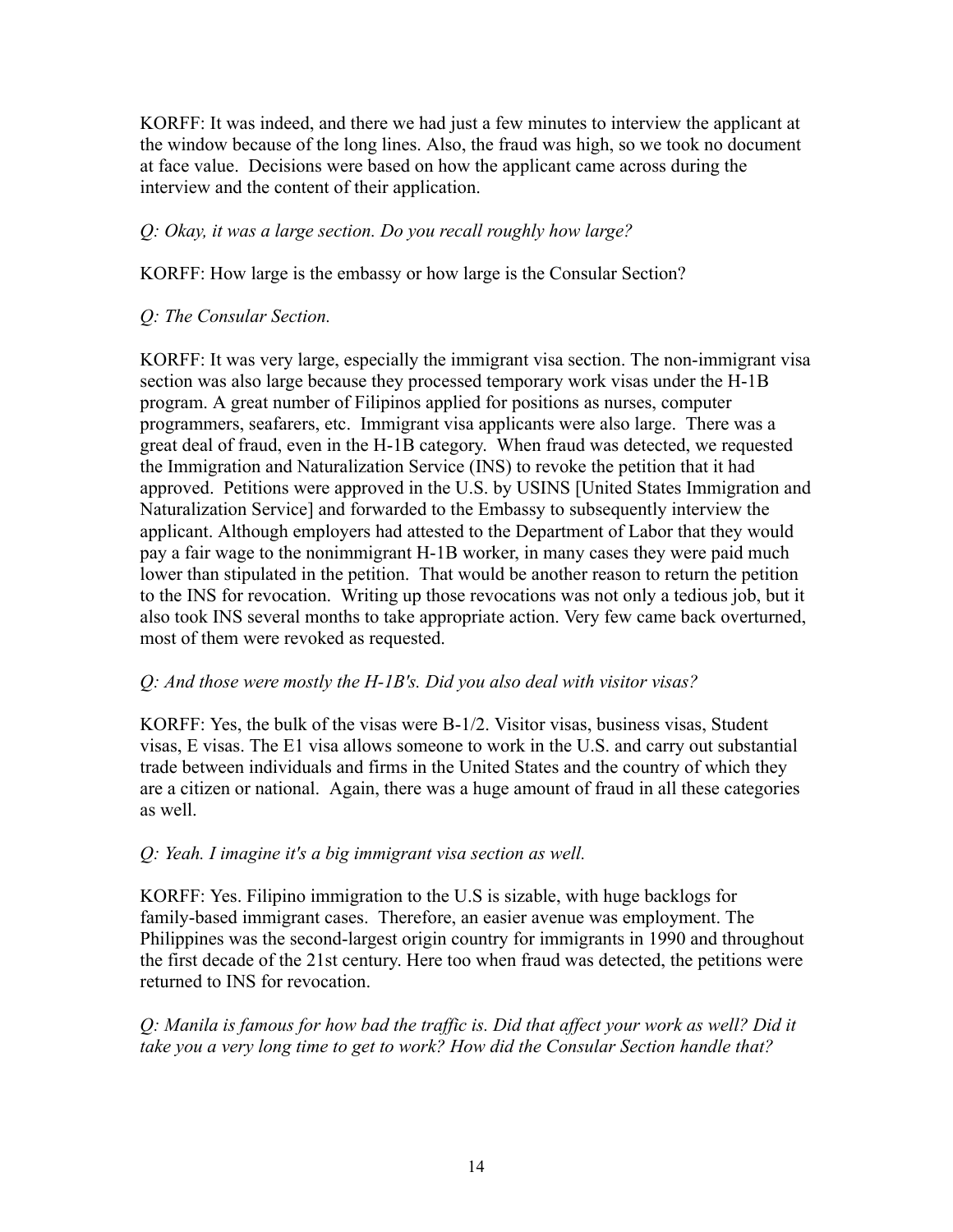KORFF: It was indeed, and there we had just a few minutes to interview the applicant at the window because of the long lines. Also, the fraud was high, so we took no document at face value. Decisions were based on how the applicant came across during the interview and the content of their application.

*Q: Okay, it was a large section. Do you recall roughly how large?*

KORFF: How large is the embassy or how large is the Consular Section?

*Q: The Consular Section.*

KORFF: It was very large, especially the immigrant visa section. The non-immigrant visa section was also large because they processed temporary work visas under the H-1B program. A great number of Filipinos applied for positions as nurses, computer programmers, seafarers, etc. Immigrant visa applicants were also large. There was a great deal of fraud, even in the H-1B category. When fraud was detected, we requested the Immigration and Naturalization Service (INS) to revoke the petition that it had approved. Petitions were approved in the U.S. by USINS [United States Immigration and Naturalization Service] and forwarded to the Embassy to subsequently interview the applicant. Although employers had attested to the Department of Labor that they would pay a fair wage to the nonimmigrant H-1B worker, in many cases they were paid much lower than stipulated in the petition. That would be another reason to return the petition to the INS for revocation. Writing up those revocations was not only a tedious job, but it also took INS several months to take appropriate action. Very few came back overturned, most of them were revoked as requested.

*Q: And those were mostly the H-1B's. Did you also deal with visitor visas?*

KORFF: Yes, the bulk of the visas were B-1/2. Visitor visas, business visas, Student visas, E visas. The E1 visa allows someone to work in the U.S. and carry out substantial trade between individuals and firms in the United States and the country of which they are a citizen or national. Again, there was a huge amount of fraud in all these categories as well.

*Q: Yeah. I imagine it's a big immigrant visa section as well.*

KORFF: Yes. Filipino immigration to the U.S is sizable, with huge backlogs for family-based immigrant cases. Therefore, an easier avenue was employment. The Philippines was the second-largest origin country for immigrants in 1990 and throughout the first decade of the 21st century. Here too when fraud was detected, the petitions were returned to INS for revocation.

*Q: Manila is famous for how bad the traffic is. Did that affect your work as well? Did it take you a very long time to get to work? How did the Consular Section handle that?*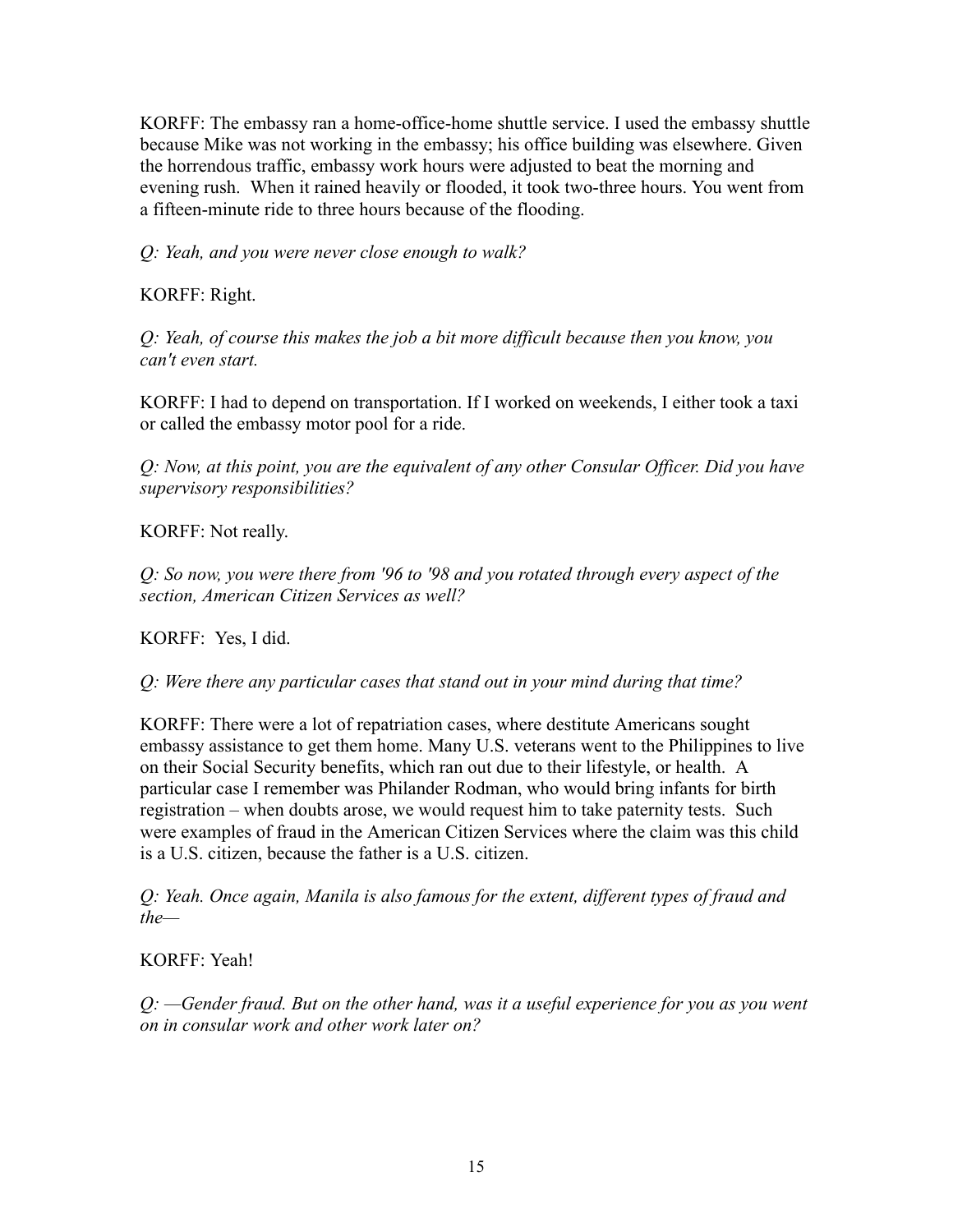KORFF: The embassy ran a home-office-home shuttle service. I used the embassy shuttle because Mike was not working in the embassy; his office building was elsewhere. Given the horrendous traffic, embassy work hours were adjusted to beat the morning and evening rush. When it rained heavily or flooded, it took two-three hours. You went from a fifteen-minute ride to three hours because of the flooding.

*Q: Yeah, and you were never close enough to walk?*

KORFF: Right.

*Q: Yeah, of course this makes the job a bit more difficult because then you know, you can't even start.*

KORFF: I had to depend on transportation. If I worked on weekends, I either took a taxi or called the embassy motor pool for a ride.

*Q: Now, at this point, you are the equivalent of any other Consular Officer. Did you have supervisory responsibilities?*

KORFF: Not really.

*Q: So now, you were there from '96 to '98 and you rotated through every aspect of the section, American Citizen Services as well?*

KORFF: Yes, I did.

*Q: Were there any particular cases that stand out in your mind during that time?*

KORFF: There were a lot of repatriation cases, where destitute Americans sought embassy assistance to get them home. Many U.S. veterans went to the Philippines to live on their Social Security benefits, which ran out due to their lifestyle, or health. A particular case I remember was Philander Rodman, who would bring infants for birth registration – when doubts arose, we would request him to take paternity tests. Such were examples of fraud in the American Citizen Services where the claim was this child is a U.S. citizen, because the father is a U.S. citizen.

*Q: Yeah. Once again, Manila is also famous for the extent, different types of fraud and the—*

KORFF: Yeah!

*Q: —Gender fraud. But on the other hand, was it a useful experience for you as you went on in consular work and other work later on?*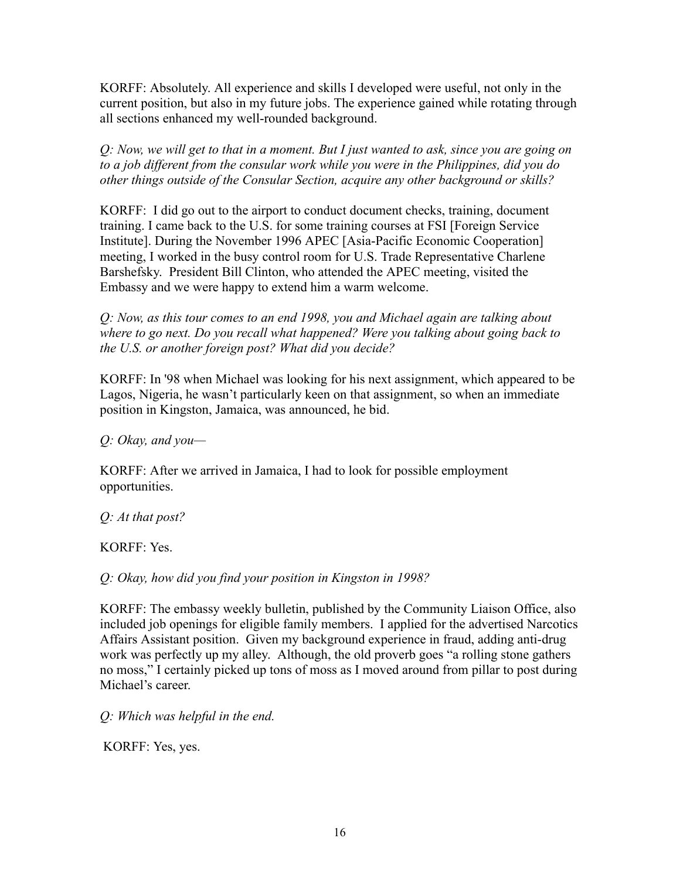KORFF: Absolutely. All experience and skills I developed were useful, not only in the current position, but also in my future jobs. The experience gained while rotating through all sections enhanced my well-rounded background.

*Q: Now, we will get to that in a moment. But I just wanted to ask, since you are going on to a job different from the consular work while you were in the Philippines, did you do other things outside of the Consular Section, acquire any other background or skills?*

KORFF: I did go out to the airport to conduct document checks, training, document training. I came back to the U.S. for some training courses at FSI [Foreign Service Institute]. During the November 1996 APEC [Asia-Pacific Economic Cooperation] meeting, I worked in the busy control room for U.S. Trade Representative Charlene Barshefsky. President Bill Clinton, who attended the APEC meeting, visited the Embassy and we were happy to extend him a warm welcome.

*Q: Now, as this tour comes to an end 1998, you and Michael again are talking about where to go next. Do you recall what happened? Were you talking about going back to the U.S. or another foreign post? What did you decide?*

KORFF: In '98 when Michael was looking for his next assignment, which appeared to be Lagos, Nigeria, he wasn't particularly keen on that assignment, so when an immediate position in Kingston, Jamaica, was announced, he bid.

*Q: Okay, and you—*

KORFF: After we arrived in Jamaica, I had to look for possible employment opportunities.

*Q: At that post?*

KORFF: Yes.

*Q: Okay, how did you find your position in Kingston in 1998?*

KORFF: The embassy weekly bulletin, published by the Community Liaison Office, also included job openings for eligible family members. I applied for the advertised Narcotics Affairs Assistant position. Given my background experience in fraud, adding anti-drug work was perfectly up my alley. Although, the old proverb goes "a rolling stone gathers no moss," I certainly picked up tons of moss as I moved around from pillar to post during Michael's career.

*Q: Which was helpful in the end.*

KORFF: Yes, yes.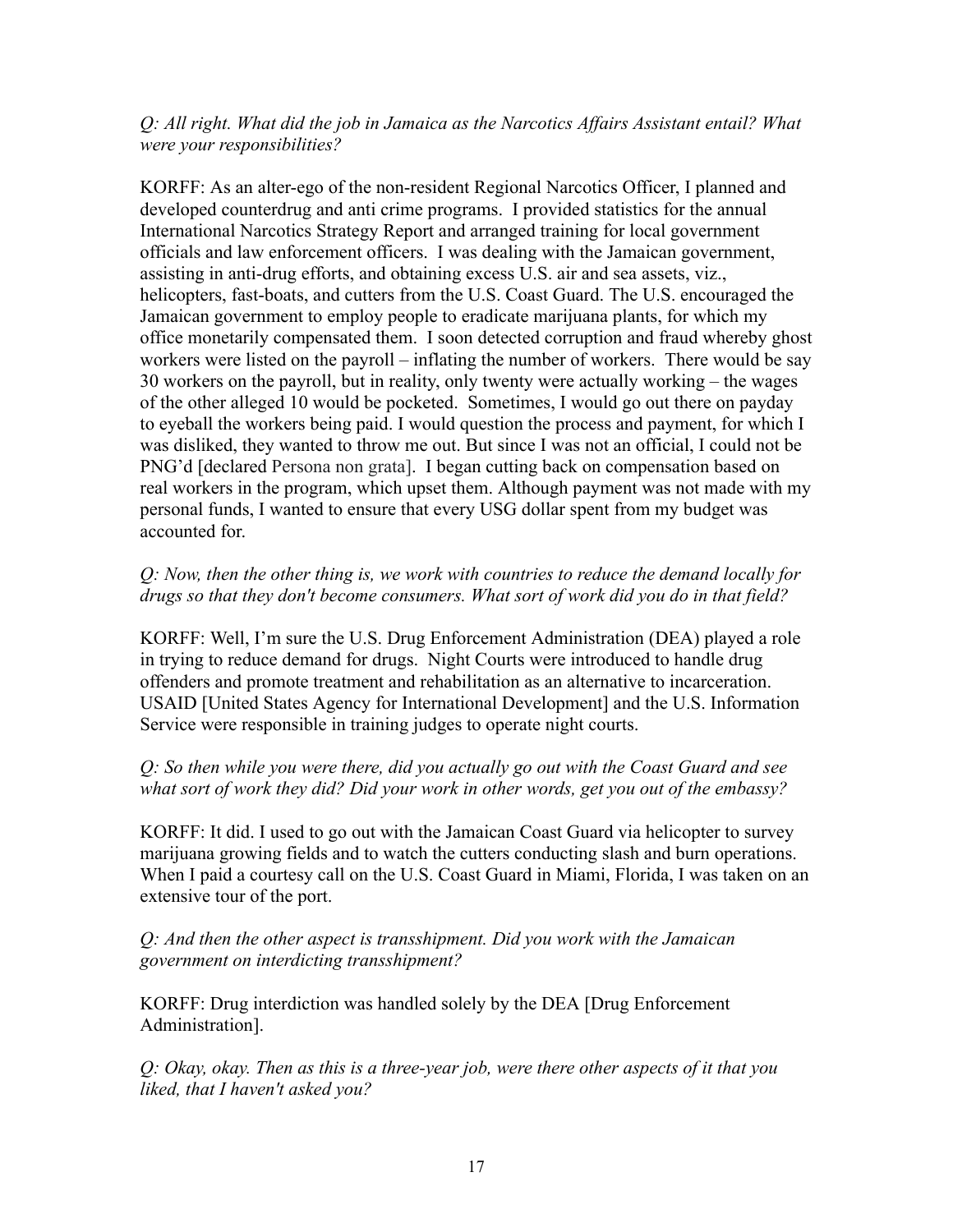*Q: All right. What did the job in Jamaica as the Narcotics Affairs Assistant entail? What were your responsibilities?*

KORFF: As an alter-ego of the non-resident Regional Narcotics Officer, I planned and developed counterdrug and anti crime programs. I provided statistics for the annual International Narcotics Strategy Report and arranged training for local government officials and law enforcement officers. I was dealing with the Jamaican government, assisting in anti-drug efforts, and obtaining excess U.S. air and sea assets, viz., helicopters, fast-boats, and cutters from the U.S. Coast Guard. The U.S. encouraged the Jamaican government to employ people to eradicate marijuana plants, for which my office monetarily compensated them. I soon detected corruption and fraud whereby ghost workers were listed on the payroll – inflating the number of workers. There would be say 30 workers on the payroll, but in reality, only twenty were actually working – the wages of the other alleged 10 would be pocketed. Sometimes, I would go out there on payday to eyeball the workers being paid. I would question the process and payment, for which I was disliked, they wanted to throw me out. But since I was not an official, I could not be PNG'd [declared Persona non grata]. I began cutting back on compensation based on real workers in the program, which upset them. Although payment was not made with my personal funds, I wanted to ensure that every USG dollar spent from my budget was accounted for.

*Q: Now, then the other thing is, we work with countries to reduce the demand locally for drugs so that they don't become consumers. What sort of work did you do in that field?*

KORFF: Well, I'm sure the U.S. Drug Enforcement Administration (DEA) played a role in trying to reduce demand for drugs. Night Courts were introduced to handle drug offenders and promote treatment and rehabilitation as an alternative to incarceration. USAID [United States Agency for International Development] and the U.S. Information Service were responsible in training judges to operate night courts.

*Q: So then while you were there, did you actually go out with the Coast Guard and see what sort of work they did? Did your work in other words, get you out of the embassy?*

KORFF: It did. I used to go out with the Jamaican Coast Guard via helicopter to survey marijuana growing fields and to watch the cutters conducting slash and burn operations. When I paid a courtesy call on the U.S. Coast Guard in Miami, Florida, I was taken on an extensive tour of the port.

*Q: And then the other aspect is transshipment. Did you work with the Jamaican government on interdicting transshipment?*

KORFF: Drug interdiction was handled solely by the DEA [Drug Enforcement Administration].

*Q: Okay, okay. Then as this is a three-year job, were there other aspects of it that you liked, that I haven't asked you?*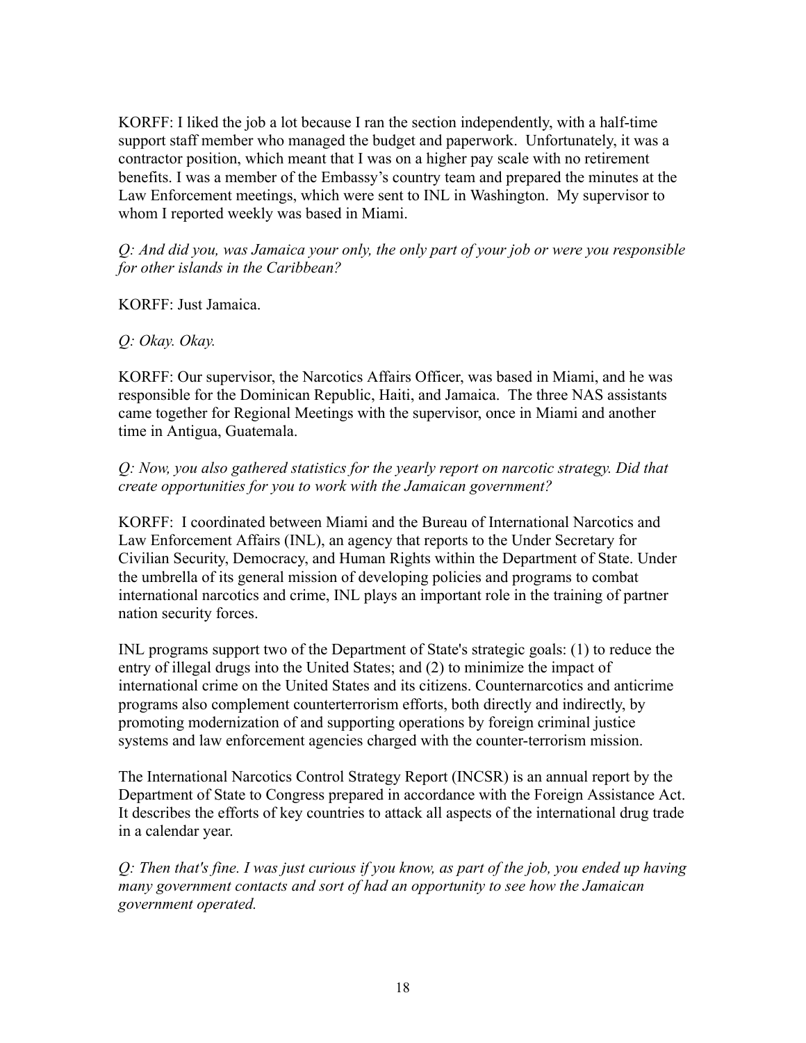KORFF: I liked the job a lot because I ran the section independently, with a half-time support staff member who managed the budget and paperwork. Unfortunately, it was a contractor position, which meant that I was on a higher pay scale with no retirement benefits. I was a member of the Embassy's country team and prepared the minutes at the Law Enforcement meetings, which were sent to INL in Washington. My supervisor to whom I reported weekly was based in Miami.

*Q: And did you, was Jamaica your only, the only part of your job or were you responsible for other islands in the Caribbean?*

KORFF: Just Jamaica.

*Q: Okay. Okay.*

KORFF: Our supervisor, the Narcotics Affairs Officer, was based in Miami, and he was responsible for the Dominican Republic, Haiti, and Jamaica. The three NAS assistants came together for Regional Meetings with the supervisor, once in Miami and another time in Antigua, Guatemala.

*Q: Now, you also gathered statistics for the yearly report on narcotic strategy. Did that create opportunities for you to work with the Jamaican government?*

KORFF: I coordinated between Miami and the Bureau of International Narcotics and Law Enforcement Affairs (INL), an agency that reports to the Under Secretary for Civilian Security, Democracy, and Human Rights within the Department of State. Under the umbrella of its general mission of developing policies and programs to combat international narcotics and crime, INL plays an important role in the training of partner nation security forces.

INL programs support two of the Department of State's strategic goals: (1) to reduce the entry of illegal drugs into the United States; and (2) to minimize the impact of international crime on the United States and its citizens. Counternarcotics and anticrime programs also complement counterterrorism efforts, both directly and indirectly, by promoting modernization of and supporting operations by foreign criminal justice systems and law enforcement agencies charged with the counter-terrorism mission.

The International Narcotics Control Strategy Report (INCSR) is an annual report by the Department of State to Congress prepared in accordance with the Foreign Assistance Act. It describes the efforts of key countries to attack all aspects of the international drug trade in a calendar year.

*Q: Then that's fine. I was just curious if you know, as part of the job, you ended up having many government contacts and sort of had an opportunity to see how the Jamaican government operated.*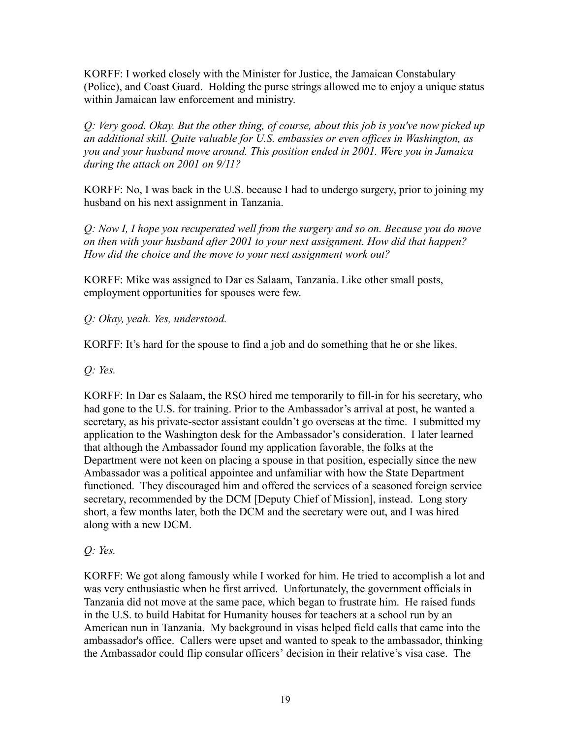KORFF: I worked closely with the Minister for Justice, the Jamaican Constabulary (Police), and Coast Guard. Holding the purse strings allowed me to enjoy a unique status within Jamaican law enforcement and ministry.

*Q: Very good. Okay. But the other thing, of course, about this job is you've now picked up an additional skill. Quite valuable for U.S. embassies or even offices in Washington, as you and your husband move around. This position ended in 2001. Were you in Jamaica during the attack on 2001 on 9/11?*

KORFF: No, I was back in the U.S. because I had to undergo surgery, prior to joining my husband on his next assignment in Tanzania.

*Q: Now I, I hope you recuperated well from the surgery and so on. Because you do move on then with your husband after 2001 to your next assignment. How did that happen? How did the choice and the move to your next assignment work out?*

KORFF: Mike was assigned to Dar es Salaam, Tanzania. Like other small posts, employment opportunities for spouses were few.

*Q: Okay, yeah. Yes, understood.*

KORFF: It's hard for the spouse to find a job and do something that he or she likes.

*Q: Yes.*

KORFF: In Dar es Salaam, the RSO hired me temporarily to fill-in for his secretary, who had gone to the U.S. for training. Prior to the Ambassador's arrival at post, he wanted a secretary, as his private-sector assistant couldn't go overseas at the time. I submitted my application to the Washington desk for the Ambassador's consideration. I later learned that although the Ambassador found my application favorable, the folks at the Department were not keen on placing a spouse in that position, especially since the new Ambassador was a political appointee and unfamiliar with how the State Department functioned. They discouraged him and offered the services of a seasoned foreign service secretary, recommended by the DCM [Deputy Chief of Mission], instead. Long story short, a few months later, both the DCM and the secretary were out, and I was hired along with a new DCM.

*Q: Yes.*

KORFF: We got along famously while I worked for him. He tried to accomplish a lot and was very enthusiastic when he first arrived. Unfortunately, the government officials in Tanzania did not move at the same pace, which began to frustrate him. He raised funds in the U.S. to build Habitat for Humanity houses for teachers at a school run by an American nun in Tanzania. My background in visas helped field calls that came into the ambassador's office. Callers were upset and wanted to speak to the ambassador, thinking the Ambassador could flip consular officers' decision in their relative's visa case. The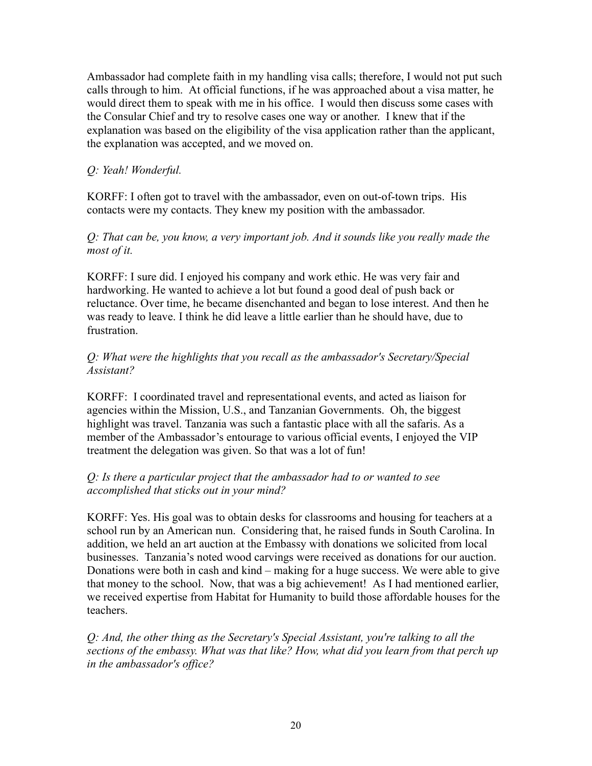Ambassador had complete faith in my handling visa calls; therefore, I would not put such calls through to him. At official functions, if he was approached about a visa matter, he would direct them to speak with me in his office. I would then discuss some cases with the Consular Chief and try to resolve cases one way or another. I knew that if the explanation was based on the eligibility of the visa application rather than the applicant, the explanation was accepted, and we moved on.

*Q: Yeah! Wonderful.*

KORFF: I often got to travel with the ambassador, even on out-of-town trips. His contacts were my contacts. They knew my position with the ambassador.

*Q: That can be, you know, a very important job. And it sounds like you really made the most of it.*

KORFF: I sure did. I enjoyed his company and work ethic. He was very fair and hardworking. He wanted to achieve a lot but found a good deal of push back or reluctance. Over time, he became disenchanted and began to lose interest. And then he was ready to leave. I think he did leave a little earlier than he should have, due to frustration.

*Q: What were the highlights that you recall as the ambassador's Secretary/Special Assistant?*

KORFF: I coordinated travel and representational events, and acted as liaison for agencies within the Mission, U.S., and Tanzanian Governments. Oh, the biggest highlight was travel. Tanzania was such a fantastic place with all the safaris. As a member of the Ambassador's entourage to various official events, I enjoyed the VIP treatment the delegation was given. So that was a lot of fun!

*Q: Is there a particular project that the ambassador had to or wanted to see accomplished that sticks out in your mind?*

KORFF: Yes. His goal was to obtain desks for classrooms and housing for teachers at a school run by an American nun. Considering that, he raised funds in South Carolina. In addition, we held an art auction at the Embassy with donations we solicited from local businesses. Tanzania's noted wood carvings were received as donations for our auction. Donations were both in cash and kind – making for a huge success. We were able to give that money to the school. Now, that was a big achievement! As I had mentioned earlier, we received expertise from Habitat for Humanity to build those affordable houses for the teachers.

*Q: And, the other thing as the Secretary's Special Assistant, you're talking to all the sections of the embassy. What was that like? How, what did you learn from that perch up in the ambassador's office?*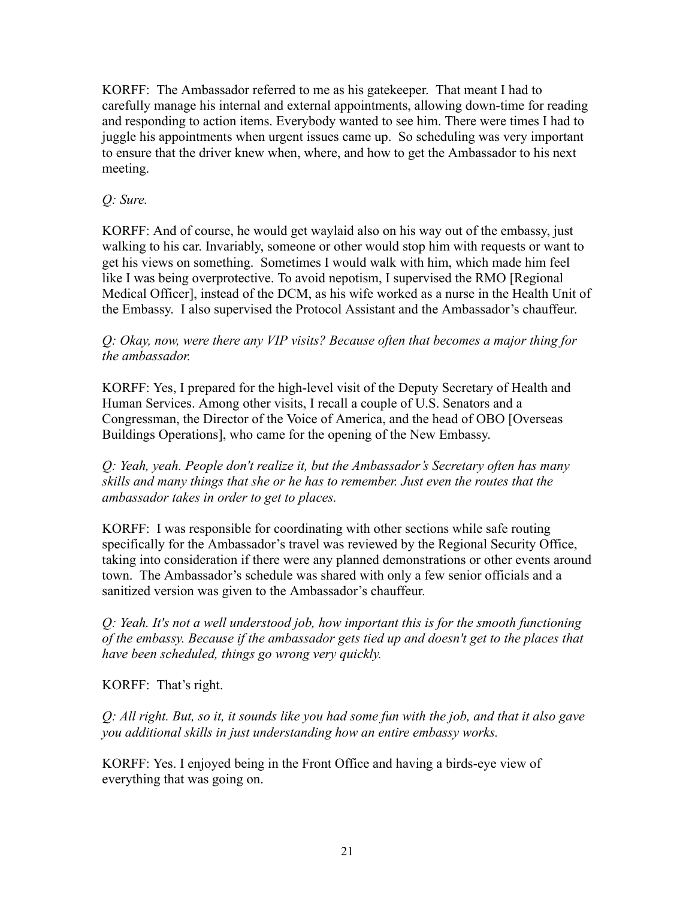KORFF: The Ambassador referred to me as his gatekeeper. That meant I had to carefully manage his internal and external appointments, allowing down-time for reading and responding to action items. Everybody wanted to see him. There were times I had to juggle his appointments when urgent issues came up. So scheduling was very important to ensure that the driver knew when, where, and how to get the Ambassador to his next meeting.

*Q: Sure.*

KORFF: And of course, he would get waylaid also on his way out of the embassy, just walking to his car. Invariably, someone or other would stop him with requests or want to get his views on something. Sometimes I would walk with him, which made him feel like I was being overprotective. To avoid nepotism, I supervised the RMO [Regional Medical Officer], instead of the DCM, as his wife worked as a nurse in the Health Unit of the Embassy. I also supervised the Protocol Assistant and the Ambassador's chauffeur.

*Q: Okay, now, were there any VIP visits? Because often that becomes a major thing for the ambassador.*

KORFF: Yes, I prepared for the high-level visit of the Deputy Secretary of Health and Human Services. Among other visits, I recall a couple of U.S. Senators and a Congressman, the Director of the Voice of America, and the head of OBO [Overseas Buildings Operations], who came for the opening of the New Embassy.

*Q: Yeah, yeah. People don't realize it, but the Ambassador's Secretary often has many skills and many things that she or he has to remember. Just even the routes that the ambassador takes in order to get to places.*

KORFF: I was responsible for coordinating with other sections while safe routing specifically for the Ambassador's travel was reviewed by the Regional Security Office, taking into consideration if there were any planned demonstrations or other events around town. The Ambassador's schedule was shared with only a few senior officials and a sanitized version was given to the Ambassador's chauffeur.

*Q: Yeah. It's not a well understood job, how important this is for the smooth functioning of the embassy. Because if the ambassador gets tied up and doesn't get to the places that have been scheduled, things go wrong very quickly.*

KORFF: That's right.

*Q: All right. But, so it, it sounds like you had some fun with the job, and that it also gave you additional skills in just understanding how an entire embassy works.*

KORFF: Yes. I enjoyed being in the Front Office and having a birds-eye view of everything that was going on.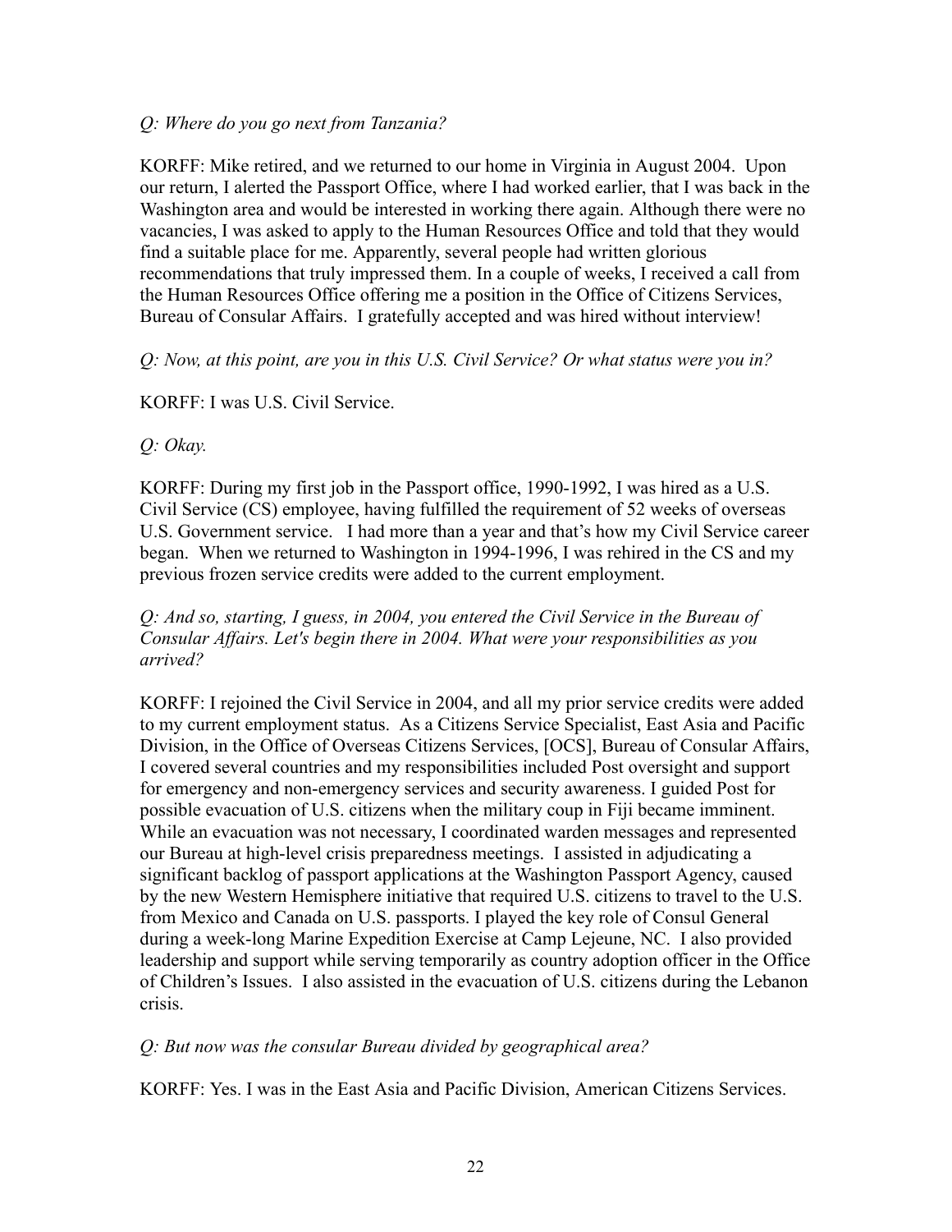*Q: Where do you go next from Tanzania?*

KORFF: Mike retired, and we returned to our home in Virginia in August 2004. Upon our return, I alerted the Passport Office, where I had worked earlier, that I was back in the Washington area and would be interested in working there again. Although there were no vacancies, I was asked to apply to the Human Resources Office and told that they would find a suitable place for me. Apparently, several people had written glorious recommendations that truly impressed them. In a couple of weeks, I received a call from the Human Resources Office offering me a position in the Office of Citizens Services, Bureau of Consular Affairs. I gratefully accepted and was hired without interview!

*Q: Now, at this point, are you in this U.S. Civil Service? Or what status were you in?*

KORFF: I was U.S. Civil Service.

*Q: Okay.*

KORFF: During my first job in the Passport office, 1990-1992, I was hired as a U.S. Civil Service (CS) employee, having fulfilled the requirement of 52 weeks of overseas U.S. Government service. I had more than a year and that's how my Civil Service career began. When we returned to Washington in 1994-1996, I was rehired in the CS and my previous frozen service credits were added to the current employment.

*Q: And so, starting, I guess, in 2004, you entered the Civil Service in the Bureau of Consular Affairs. Let's begin there in 2004. What were your responsibilities as you arrived?*

KORFF: I rejoined the Civil Service in 2004, and all my prior service credits were added to my current employment status. As a Citizens Service Specialist, East Asia and Pacific Division, in the Office of Overseas Citizens Services, [OCS], Bureau of Consular Affairs, I covered several countries and my responsibilities included Post oversight and support for emergency and non-emergency services and security awareness. I guided Post for possible evacuation of U.S. citizens when the military coup in Fiji became imminent. While an evacuation was not necessary, I coordinated warden messages and represented our Bureau at high-level crisis preparedness meetings. I assisted in adjudicating a significant backlog of passport applications at the Washington Passport Agency, caused by the new Western Hemisphere initiative that required U.S. citizens to travel to the U.S. from Mexico and Canada on U.S. passports. I played the key role of Consul General during a week-long Marine Expedition Exercise at Camp Lejeune, NC. I also provided leadership and support while serving temporarily as country adoption officer in the Office of Children's Issues. I also assisted in the evacuation of U.S. citizens during the Lebanon crisis.

*Q: But now was the consular Bureau divided by geographical area?*

KORFF: Yes. I was in the East Asia and Pacific Division, American Citizens Services.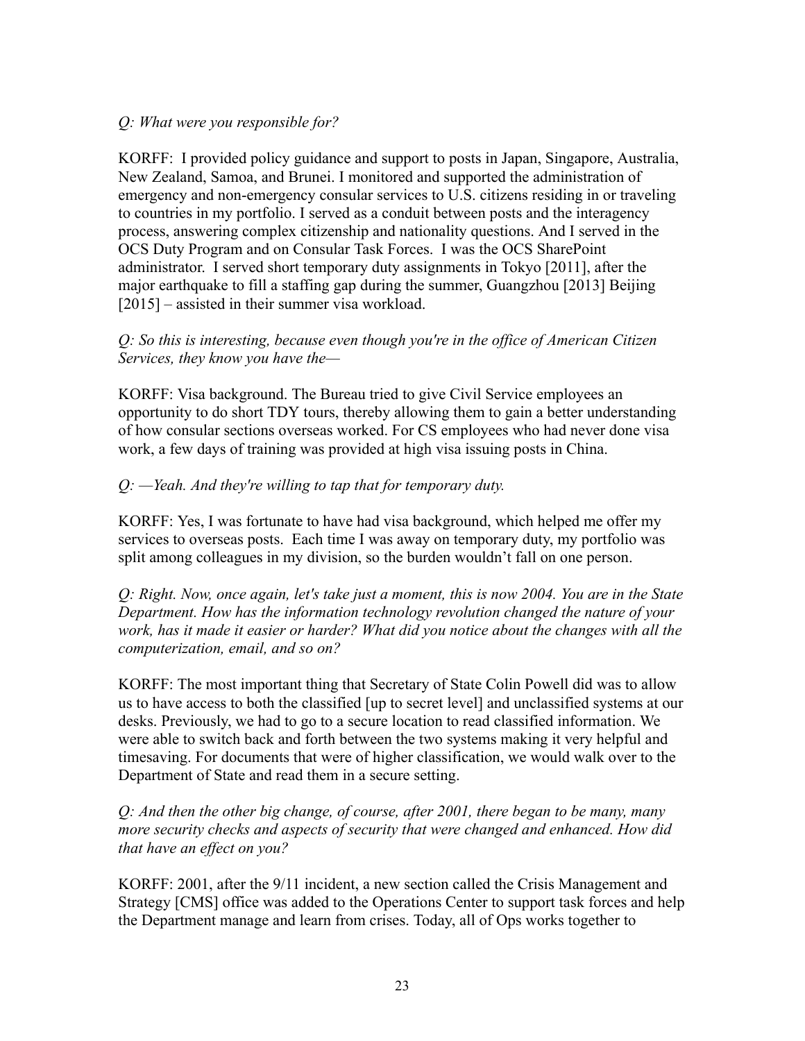*Q: What were you responsible for?*

KORFF: I provided policy guidance and support to posts in Japan, Singapore, Australia, New Zealand, Samoa, and Brunei. I monitored and supported the administration of emergency and non-emergency consular services to U.S. citizens residing in or traveling to countries in my portfolio. I served as a conduit between posts and the interagency process, answering complex citizenship and nationality questions. And I served in the OCS Duty Program and on Consular Task Forces. I was the OCS SharePoint administrator. I served short temporary duty assignments in Tokyo [2011], after the major earthquake to fill a staffing gap during the summer, Guangzhou [2013] Beijing [2015] – assisted in their summer visa workload.

*Q: So this is interesting, because even though you're in the office of American Citizen Services, they know you have the—*

KORFF: Visa background. The Bureau tried to give Civil Service employees an opportunity to do short TDY tours, thereby allowing them to gain a better understanding of how consular sections overseas worked. For CS employees who had never done visa work, a few days of training was provided at high visa issuing posts in China.

*Q: —Yeah. And they're willing to tap that for temporary duty.*

KORFF: Yes, I was fortunate to have had visa background, which helped me offer my services to overseas posts. Each time I was away on temporary duty, my portfolio was split among colleagues in my division, so the burden wouldn't fall on one person.

*Q: Right. Now, once again, let's take just a moment, this is now 2004. You are in the State Department. How has the information technology revolution changed the nature of your work, has it made it easier or harder? What did you notice about the changes with all the computerization, email, and so on?*

KORFF: The most important thing that Secretary of State Colin Powell did was to allow us to have access to both the classified [up to secret level] and unclassified systems at our desks. Previously, we had to go to a secure location to read classified information. We were able to switch back and forth between the two systems making it very helpful and timesaving. For documents that were of higher classification, we would walk over to the Department of State and read them in a secure setting.

*Q: And then the other big change, of course, after 2001, there began to be many, many more security checks and aspects of security that were changed and enhanced. How did that have an effect on you?*

KORFF: 2001, after the 9/11 incident, a new section called the Crisis Management and Strategy [CMS] office was added to the Operations Center to support task forces and help the Department manage and learn from crises. Today, all of Ops works together to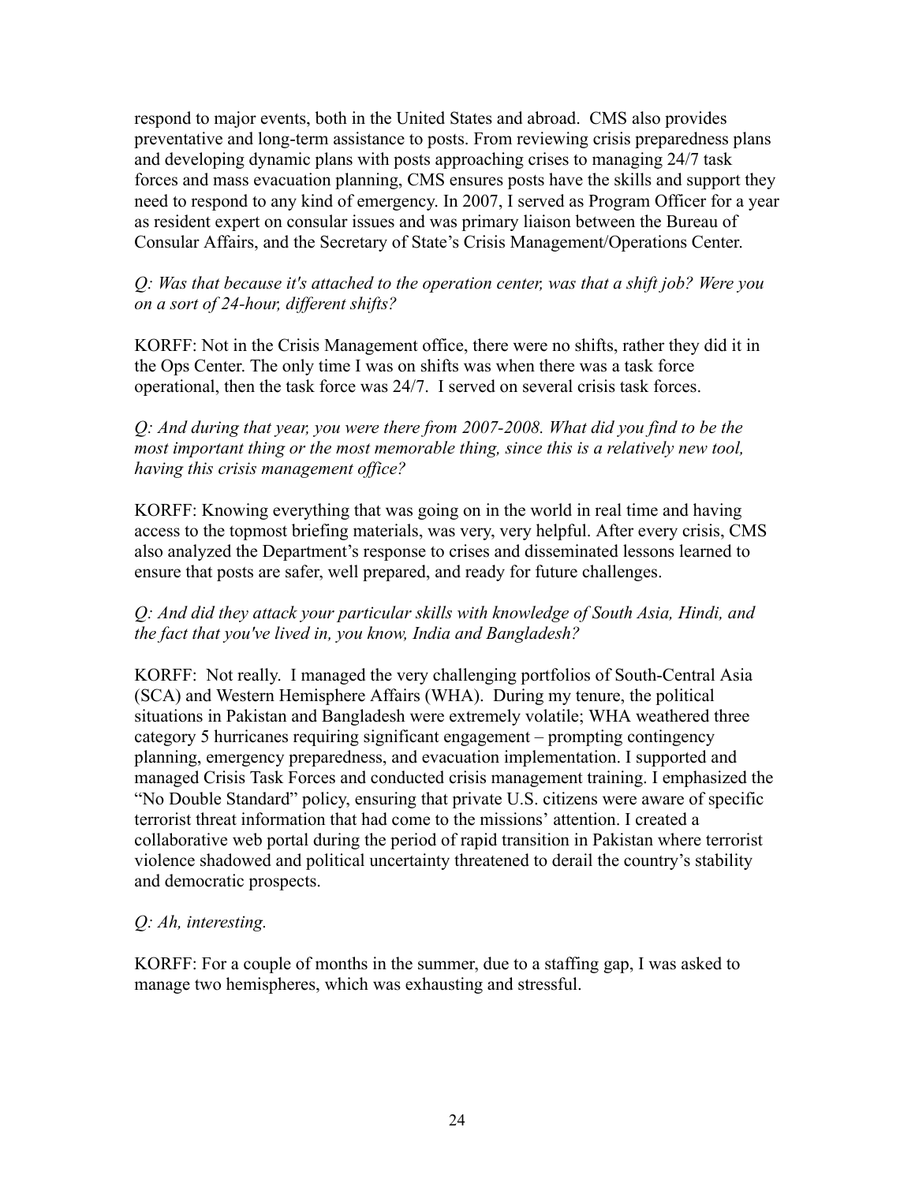respond to major events, both in the United States and abroad. CMS also provides preventative and long-term assistance to posts. From reviewing crisis preparedness plans and developing dynamic plans with posts approaching crises to managing 24/7 task forces and mass evacuation planning, CMS ensures posts have the skills and support they need to respond to any kind of emergency. In 2007, I served as Program Officer for a year as resident expert on consular issues and was primary liaison between the Bureau of Consular Affairs, and the Secretary of State's Crisis Management/Operations Center.

*Q: Was that because it's attached to the operation center, was that a shift job? Were you on a sort of 24-hour, different shifts?*

KORFF: Not in the Crisis Management office, there were no shifts, rather they did it in the Ops Center. The only time I was on shifts was when there was a task force operational, then the task force was 24/7. I served on several crisis task forces.

*Q: And during that year, you were there from 2007-2008. What did you find to be the most important thing or the most memorable thing, since this is a relatively new tool, having this crisis management office?*

KORFF: Knowing everything that was going on in the world in real time and having access to the topmost briefing materials, was very, very helpful. After every crisis, CMS also analyzed the Department's response to crises and disseminated lessons learned to ensure that posts are safer, well prepared, and ready for future challenges.

*Q: And did they attack your particular skills with knowledge of South Asia, Hindi, and the fact that you've lived in, you know, India and Bangladesh?*

KORFF: Not really. I managed the very challenging portfolios of South-Central Asia (SCA) and Western Hemisphere Affairs (WHA). During my tenure, the political situations in Pakistan and Bangladesh were extremely volatile; WHA weathered three category 5 hurricanes requiring significant engagement – prompting contingency planning, emergency preparedness, and evacuation implementation. I supported and managed Crisis Task Forces and conducted crisis management training. I emphasized the "No Double Standard" policy, ensuring that private U.S. citizens were aware of specific terrorist threat information that had come to the missions' attention. I created a collaborative web portal during the period of rapid transition in Pakistan where terrorist violence shadowed and political uncertainty threatened to derail the country's stability and democratic prospects.

*Q: Ah, interesting.*

KORFF: For a couple of months in the summer, due to a staffing gap, I was asked to manage two hemispheres, which was exhausting and stressful.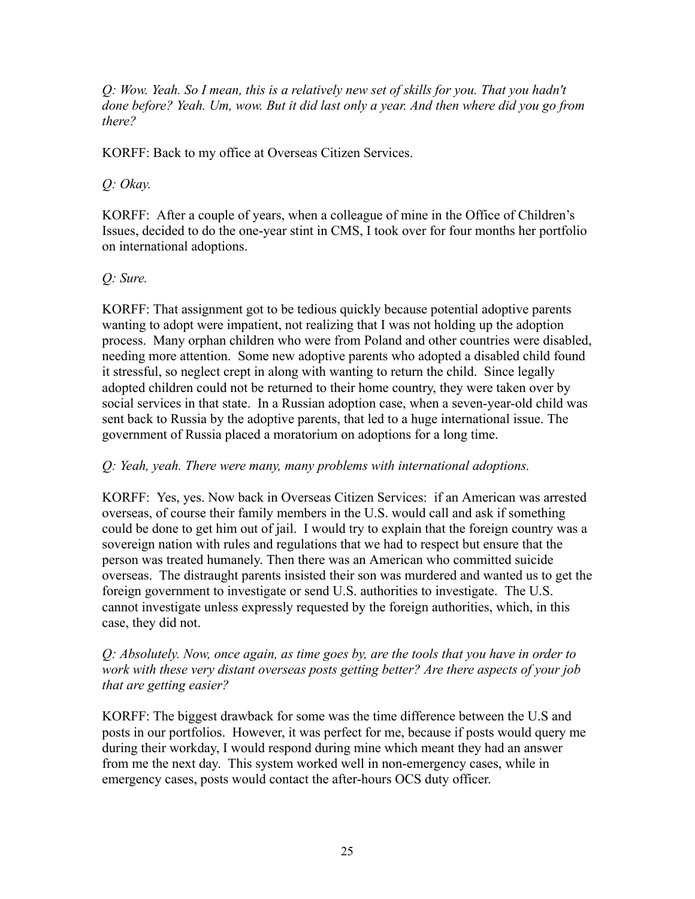*Q: Wow. Yeah. So I mean, this is a relatively new set of skills for you. That you hadn't done before? Yeah. Um, wow. But it did last only a year. And then where did you go from there?*

KORFF: Back to my office at Overseas Citizen Services.

*Q: Okay.*

KORFF: After a couple of years, when a colleague of mine in the Office of Children's Issues, decided to do the one-year stint in CMS, I took over for four months her portfolio on international adoptions.

*Q: Sure.*

KORFF: That assignment got to be tedious quickly because potential adoptive parents wanting to adopt were impatient, not realizing that I was not holding up the adoption process. Many orphan children who were from Poland and other countries were disabled, needing more attention. Some new adoptive parents who adopted a disabled child found it stressful, so neglect crept in along with wanting to return the child. Since legally adopted children could not be returned to their home country, they were taken over by social services in that state. In a Russian adoption case, when a seven-year-old child was sent back to Russia by the adoptive parents, that led to a huge international issue. The government of Russia placed a moratorium on adoptions for a long time.

*Q: Yeah, yeah. There were many, many problems with international adoptions.*

KORFF: Yes, yes. Now back in Overseas Citizen Services: if an American was arrested overseas, of course their family members in the U.S. would call and ask if something could be done to get him out of jail. I would try to explain that the foreign country was a sovereign nation with rules and regulations that we had to respect but ensure that the person was treated humanely. Then there was an American who committed suicide overseas. The distraught parents insisted their son was murdered and wanted us to get the foreign government to investigate or send U.S. authorities to investigate. The U.S. cannot investigate unless expressly requested by the foreign authorities, which, in this case, they did not.

*Q: Absolutely. Now, once again, as time goes by, are the tools that you have in order to work with these very distant overseas posts getting better? Are there aspects of your job that are getting easier?*

KORFF: The biggest drawback for some was the time difference between the U.S and posts in our portfolios. However, it was perfect for me, because if posts would query me during their workday, I would respond during mine which meant they had an answer from me the next day. This system worked well in non-emergency cases, while in emergency cases, posts would contact the after-hours OCS duty officer.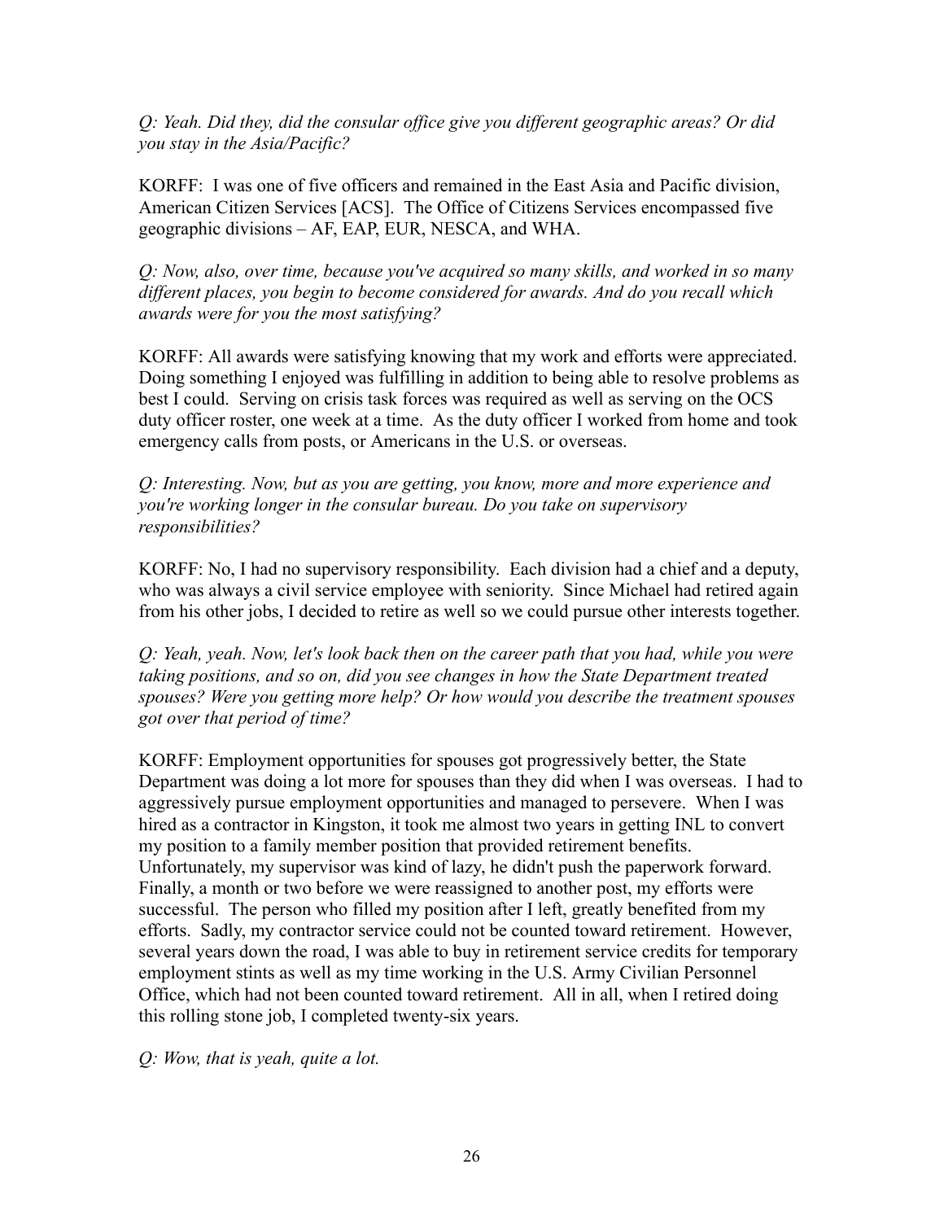*Q: Yeah. Did they, did the consular office give you different geographic areas? Or did you stay in the Asia/Pacific?*

KORFF: I was one of five officers and remained in the East Asia and Pacific division, American Citizen Services [ACS]. The Office of Citizens Services encompassed five geographic divisions – AF, EAP, EUR, NESCA, and WHA.

*Q: Now, also, over time, because you've acquired so many skills, and worked in so many different places, you begin to become considered for awards. And do you recall which awards were for you the most satisfying?*

KORFF: All awards were satisfying knowing that my work and efforts were appreciated. Doing something I enjoyed was fulfilling in addition to being able to resolve problems as best I could. Serving on crisis task forces was required as well as serving on the OCS duty officer roster, one week at a time. As the duty officer I worked from home and took emergency calls from posts, or Americans in the U.S. or overseas.

*Q: Interesting. Now, but as you are getting, you know, more and more experience and you're working longer in the consular bureau. Do you take on supervisory responsibilities?*

KORFF: No, I had no supervisory responsibility. Each division had a chief and a deputy, who was always a civil service employee with seniority. Since Michael had retired again from his other jobs, I decided to retire as well so we could pursue other interests together.

*Q: Yeah, yeah. Now, let's look back then on the career path that you had, while you were taking positions, and so on, did you see changes in how the State Department treated spouses? Were you getting more help? Or how would you describe the treatment spouses got over that period of time?*

KORFF: Employment opportunities for spouses got progressively better, the State Department was doing a lot more for spouses than they did when I was overseas. I had to aggressively pursue employment opportunities and managed to persevere. When I was hired as a contractor in Kingston, it took me almost two years in getting INL to convert my position to a family member position that provided retirement benefits. Unfortunately, my supervisor was kind of lazy, he didn't push the paperwork forward. Finally, a month or two before we were reassigned to another post, my efforts were successful. The person who filled my position after I left, greatly benefited from my efforts. Sadly, my contractor service could not be counted toward retirement. However, several years down the road, I was able to buy in retirement service credits for temporary employment stints as well as my time working in the U.S. Army Civilian Personnel Office, which had not been counted toward retirement. All in all, when I retired doing this rolling stone job, I completed twenty-six years.

*Q: Wow, that is yeah, quite a lot.*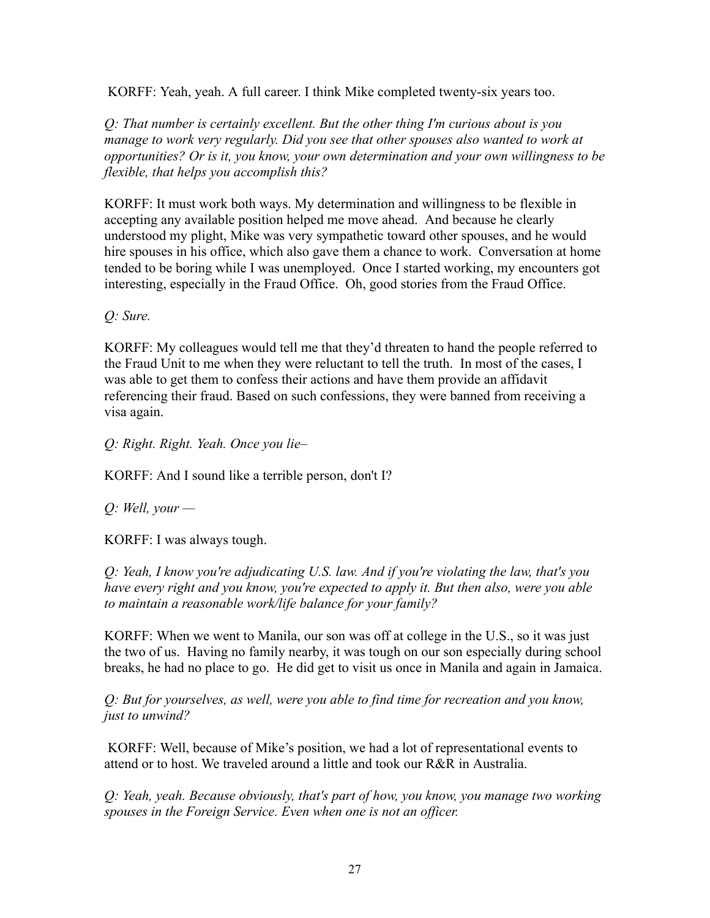KORFF: Yeah, yeah. A full career. I think Mike completed twenty-six years too.

*Q: That number is certainly excellent. But the other thing I'm curious about is you manage to work very regularly. Did you see that other spouses also wanted to work at opportunities? Or is it, you know, your own determination and your own willingness to be flexible, that helps you accomplish this?*

KORFF: It must work both ways. My determination and willingness to be flexible in accepting any available position helped me move ahead. And because he clearly understood my plight, Mike was very sympathetic toward other spouses, and he would hire spouses in his office, which also gave them a chance to work. Conversation at home tended to be boring while I was unemployed. Once I started working, my encounters got interesting, especially in the Fraud Office. Oh, good stories from the Fraud Office.

*Q: Sure.*

KORFF: My colleagues would tell me that they'd threaten to hand the people referred to the Fraud Unit to me when they were reluctant to tell the truth. In most of the cases, I was able to get them to confess their actions and have them provide an affidavit referencing their fraud. Based on such confessions, they were banned from receiving a visa again.

*Q: Right. Right. Yeah. Once you lie–*

KORFF: And I sound like a terrible person, don't I?

*Q: Well, your —*

KORFF: I was always tough.

*Q: Yeah, I know you're adjudicating U.S. law. And if you're violating the law, that's you have every right and you know, you're expected to apply it. But then also, were you able to maintain a reasonable work/life balance for your family?*

KORFF: When we went to Manila, our son was off at college in the U.S., so it was just the two of us. Having no family nearby, it was tough on our son especially during school breaks, he had no place to go. He did get to visit us once in Manila and again in Jamaica.

*Q: But for yourselves, as well, were you able to find time for recreation and you know, just to unwind?*

KORFF: Well, because of Mike's position, we had a lot of representational events to attend or to host. We traveled around a little and took our R&R in Australia.

*Q: Yeah, yeah. Because obviously, that's part of how, you know, you manage two working spouses in the Foreign Service. Even when one is not an officer.*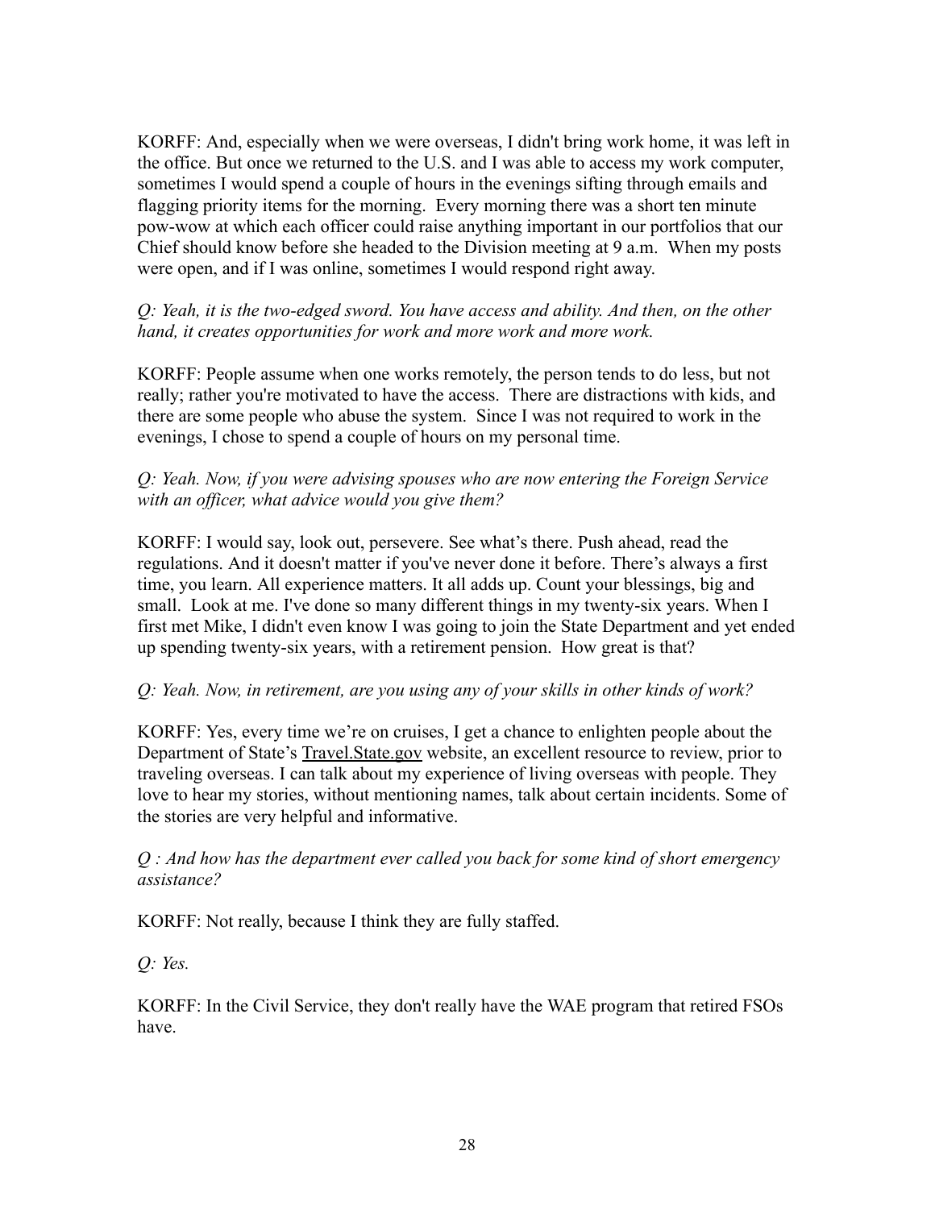KORFF: And, especially when we were overseas, I didn't bring work home, it was left in the office. But once we returned to the U.S. and I was able to access my work computer, sometimes I would spend a couple of hours in the evenings sifting through emails and flagging priority items for the morning. Every morning there was a short ten minute pow-wow at which each officer could raise anything important in our portfolios that our Chief should know before she headed to the Division meeting at 9 a.m. When my posts were open, and if I was online, sometimes I would respond right away.

*Q: Yeah, it is the two-edged sword. You have access and ability. And then, on the other hand, it creates opportunities for work and more work and more work.*

KORFF: People assume when one works remotely, the person tends to do less, but not really; rather you're motivated to have the access. There are distractions with kids, and there are some people who abuse the system. Since I was not required to work in the evenings, I chose to spend a couple of hours on my personal time.

*Q: Yeah. Now, if you were advising spouses who are now entering the Foreign Service with an officer, what advice would you give them?*

KORFF: I would say, look out, persevere. See what's there. Push ahead, read the regulations. And it doesn't matter if you've never done it before. There's always a first time, you learn. All experience matters. It all adds up. Count your blessings, big and small. Look at me. I've done so many different things in my twenty-six years. When I first met Mike, I didn't even know I was going to join the State Department and yet ended up spending twenty-six years, with a retirement pension. How great is that?

*Q: Yeah. Now, in retirement, are you using any of your skills in other kinds of work?*

KORFF: Yes, every time we're on cruises, I get a chance to enlighten people about the Department of State's Travel.State.gov website, an excellent resource to review, prior to traveling overseas. I can talk about my experience of living overseas with people. They love to hear my stories, without mentioning names, talk about certain incidents. Some of the stories are very helpful and informative.

*Q : And how has the department ever called you back for some kind of short emergency assistance?*

KORFF: Not really, because I think they are fully staffed.

*Q: Yes.*

KORFF: In the Civil Service, they don't really have the WAE program that retired FSOs have.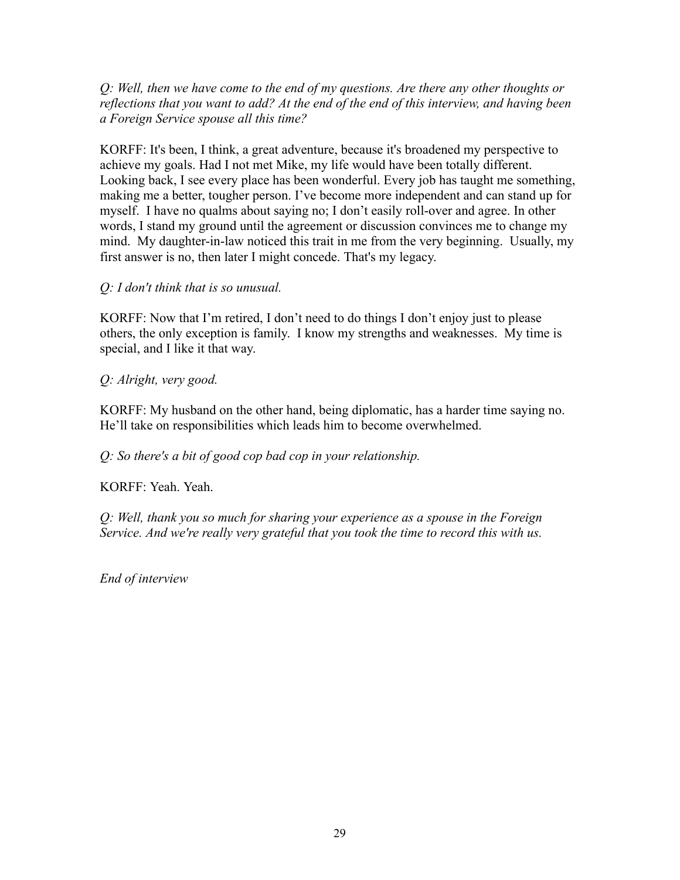*Q: Well, then we have come to the end of my questions. Are there any other thoughts or reflections that you want to add? At the end of the end of this interview, and having been a Foreign Service spouse all this time?*

KORFF: It's been, I think, a great adventure, because it's broadened my perspective to achieve my goals. Had I not met Mike, my life would have been totally different. Looking back, I see every place has been wonderful. Every job has taught me something, making me a better, tougher person. I've become more independent and can stand up for myself. I have no qualms about saying no; I don't easily roll-over and agree. In other words, I stand my ground until the agreement or discussion convinces me to change my mind. My daughter-in-law noticed this trait in me from the very beginning. Usually, my first answer is no, then later I might concede. That's my legacy.

*Q: I don't think that is so unusual.*

KORFF: Now that I'm retired, I don't need to do things I don't enjoy just to please others, the only exception is family. I know my strengths and weaknesses. My time is special, and I like it that way.

*Q: Alright, very good.*

KORFF: My husband on the other hand, being diplomatic, has a harder time saying no. He'll take on responsibilities which leads him to become overwhelmed.

*Q: So there's a bit of good cop bad cop in your relationship.*

KORFF: Yeah. Yeah.

*Q: Well, thank you so much for sharing your experience as a spouse in the Foreign Service. And we're really very grateful that you took the time to record this with us.*

*End of interview*